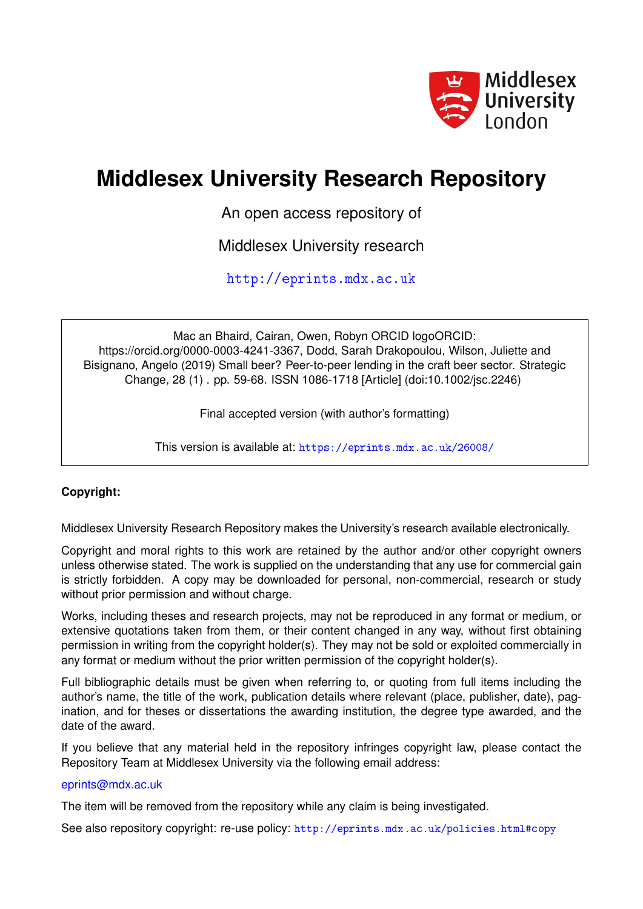Middlesex University London

# Middlesex University Research Repository

An open access repository of

Middlesex University research

http://eprints.mdx.ac.uk

Mac an Bhaird, Cairan, Owen, Robyn ORCID logoORCID: https://orcid.org/0000-0003-4241-3367, Dodd, Sarah Drakopoulou, Wilson, Juliette and Bisignano, Angelo (2019) Small beer? Peer-to-peer lending in the craft beer sector. Strategic Change, 28 (1) . pp. 59-68. ISSN 1086-1718 [Article] (doi:10.1002/jsc.2246)

Final accepted version (with author's formatting)

This version is available at: https://eprints.mdx.ac.uk/26008/

**Copyright:**

Middlesex University Research Repository makes the University's research available electronically.

Copyright and moral rights to this work are retained by the author and/or other copyright owners unless otherwise stated. The work is supplied on the understanding that any use for commercial gain is strictly forbidden. A copy may be downloaded for personal, non-commercial, research or study without prior permission and without charge.

Works, including theses and research projects, may not be reproduced in any format or medium, or extensive quotations taken from them, or their content changed in any way, without first obtaining permission in writing from the copyright holder(s). They may not be sold or exploited commercially in any format or medium without the prior written permission of the copyright holder(s).

Full bibliographic details must be given when referring to, or quoting from full items including the author's name, the title of the work, publication details where relevant (place, publisher, date), pagination, and for theses or dissertations the awarding institution, the degree type awarded, and the date of the award.

If you believe that any material held in the repository infringes copyright law, please contact the Repository Team at Middlesex University via the following email address:

eprints@mdx.ac.uk

The item will be removed from the repository while any claim is being investigated.

See also repository copyright: re-use policy: http://eprints.mdx.ac.uk/policies.html#copy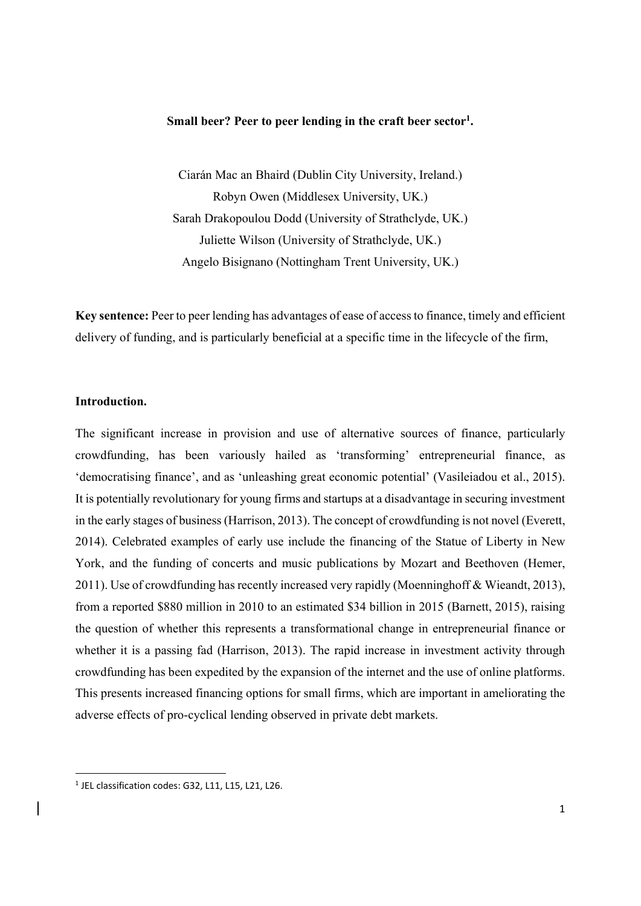**Small beer? Peer to peer lending in the craft beer sector[1].**

Ciarán Mac an Bhaird (Dublin City University, Ireland.)
Robyn Owen (Middlesex University, UK.)
Sarah Drakopoulou Dodd (University of Strathclyde, UK.)
Juliette Wilson (University of Strathclyde, UK.)
Angelo Bisignano (Nottingham Trent University, UK.)

**Key sentence:** Peer to peer lending has advantages of ease of access to finance, timely and efficient delivery of funding, and is particularly beneficial at a specific time in the lifecycle of the firm,

## Introduction.

The significant increase in provision and use of alternative sources of finance, particularly crowdfunding, has been variously hailed as 'transforming' entrepreneurial finance, as 'democratising finance', and as 'unleashing great economic potential' (Vasileiadou et al., 2015). It is potentially revolutionary for young firms and startups at a disadvantage in securing investment in the early stages of business (Harrison, 2013). The concept of crowdfunding is not novel (Everett, 2014). Celebrated examples of early use include the financing of the Statue of Liberty in New York, and the funding of concerts and music publications by Mozart and Beethoven (Hemer, 2011). Use of crowdfunding has recently increased very rapidly (Moenninghoff & Wieandt, 2013), from a reported $880 million in 2010 to an estimated $34 billion in 2015 (Barnett, 2015), raising the question of whether this represents a transformational change in entrepreneurial finance or whether it is a passing fad (Harrison, 2013). The rapid increase in investment activity through crowdfunding has been expedited by the expansion of the internet and the use of online platforms. This presents increased financing options for small firms, which are important in ameliorating the adverse effects of pro-cyclical lending observed in private debt markets.

[1] JEL classification codes: G32, L11, L15, L21, L26.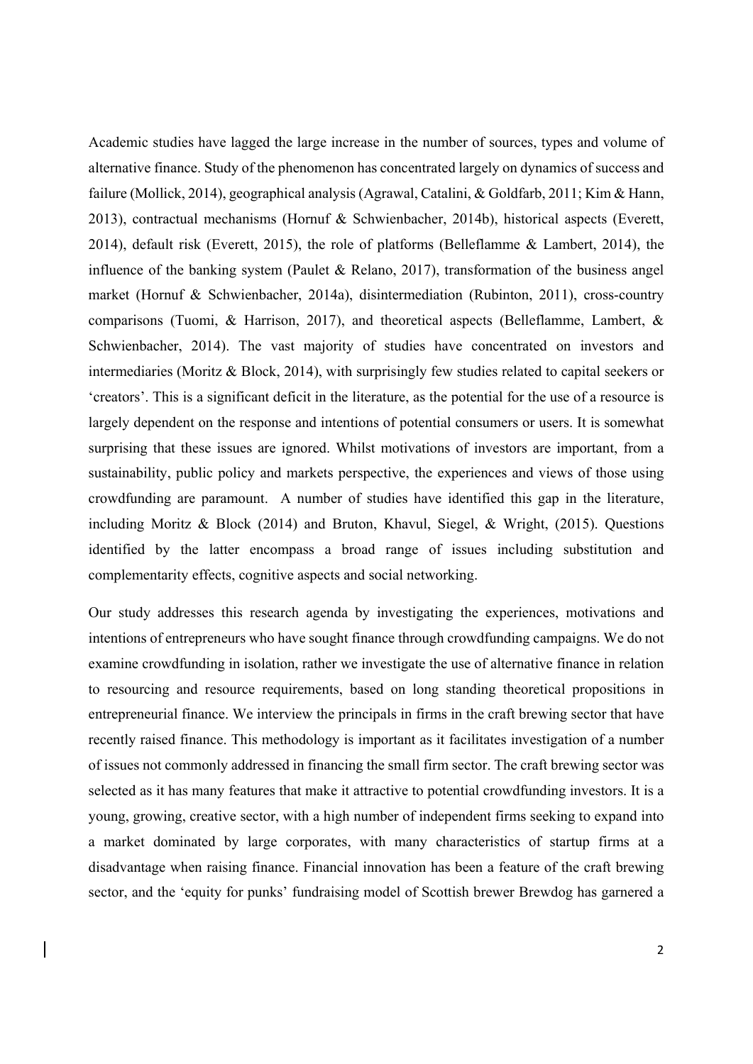Academic studies have lagged the large increase in the number of sources, types and volume of alternative finance. Study of the phenomenon has concentrated largely on dynamics of success and failure (Mollick, 2014), geographical analysis (Agrawal, Catalini, & Goldfarb, 2011; Kim & Hann, 2013), contractual mechanisms (Hornuf & Schwienbacher, 2014b), historical aspects (Everett, 2014), default risk (Everett, 2015), the role of platforms (Belleflamme & Lambert, 2014), the influence of the banking system (Paulet & Relano, 2017), transformation of the business angel market (Hornuf & Schwienbacher, 2014a), disintermediation (Rubinton, 2011), cross-country comparisons (Tuomi, & Harrison, 2017), and theoretical aspects (Belleflamme, Lambert, & Schwienbacher, 2014). The vast majority of studies have concentrated on investors and intermediaries (Moritz & Block, 2014), with surprisingly few studies related to capital seekers or 'creators'. This is a significant deficit in the literature, as the potential for the use of a resource is largely dependent on the response and intentions of potential consumers or users. It is somewhat surprising that these issues are ignored. Whilst motivations of investors are important, from a sustainability, public policy and markets perspective, the experiences and views of those using crowdfunding are paramount. A number of studies have identified this gap in the literature, including Moritz & Block (2014) and Bruton, Khavul, Siegel, & Wright, (2015). Questions identified by the latter encompass a broad range of issues including substitution and complementarity effects, cognitive aspects and social networking.

Our study addresses this research agenda by investigating the experiences, motivations and intentions of entrepreneurs who have sought finance through crowdfunding campaigns. We do not examine crowdfunding in isolation, rather we investigate the use of alternative finance in relation to resourcing and resource requirements, based on long standing theoretical propositions in entrepreneurial finance. We interview the principals in firms in the craft brewing sector that have recently raised finance. This methodology is important as it facilitates investigation of a number of issues not commonly addressed in financing the small firm sector. The craft brewing sector was selected as it has many features that make it attractive to potential crowdfunding investors. It is a young, growing, creative sector, with a high number of independent firms seeking to expand into a market dominated by large corporates, with many characteristics of startup firms at a disadvantage when raising finance. Financial innovation has been a feature of the craft brewing sector, and the 'equity for punks' fundraising model of Scottish brewer Brewdog has garnered a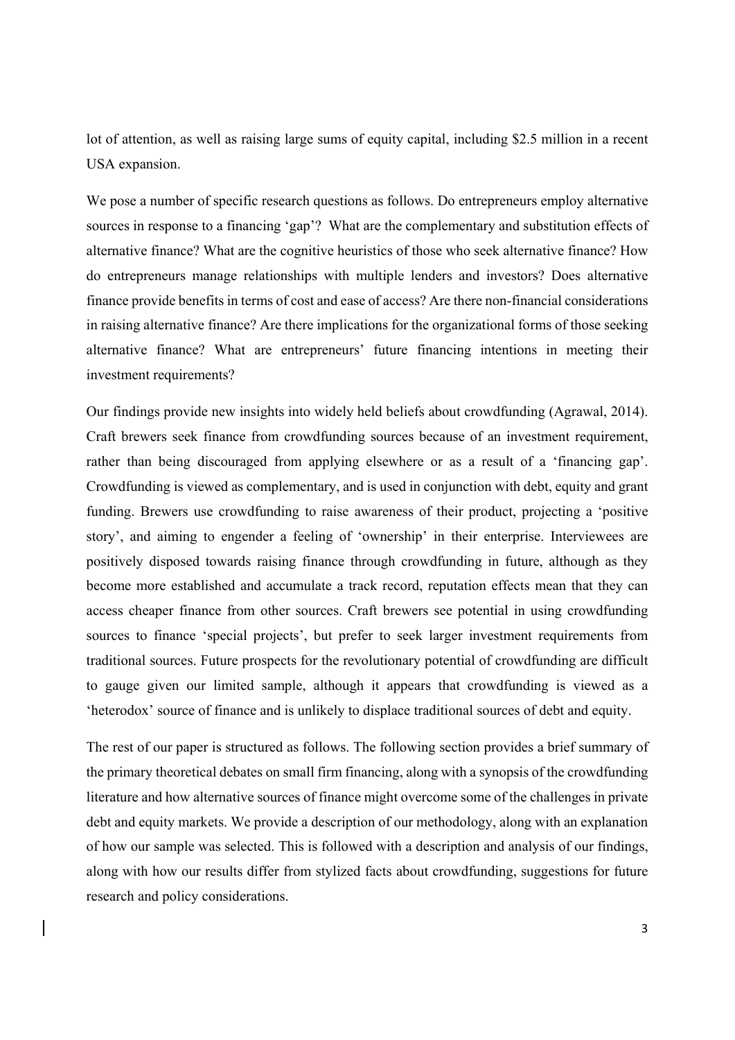lot of attention, as well as raising large sums of equity capital, including $2.5 million in a recent USA expansion.

We pose a number of specific research questions as follows. Do entrepreneurs employ alternative sources in response to a financing 'gap'? What are the complementary and substitution effects of alternative finance? What are the cognitive heuristics of those who seek alternative finance? How do entrepreneurs manage relationships with multiple lenders and investors? Does alternative finance provide benefits in terms of cost and ease of access? Are there non-financial considerations in raising alternative finance? Are there implications for the organizational forms of those seeking alternative finance? What are entrepreneurs' future financing intentions in meeting their investment requirements?

Our findings provide new insights into widely held beliefs about crowdfunding (Agrawal, 2014). Craft brewers seek finance from crowdfunding sources because of an investment requirement, rather than being discouraged from applying elsewhere or as a result of a 'financing gap'. Crowdfunding is viewed as complementary, and is used in conjunction with debt, equity and grant funding. Brewers use crowdfunding to raise awareness of their product, projecting a 'positive story', and aiming to engender a feeling of 'ownership' in their enterprise. Interviewees are positively disposed towards raising finance through crowdfunding in future, although as they become more established and accumulate a track record, reputation effects mean that they can access cheaper finance from other sources. Craft brewers see potential in using crowdfunding sources to finance 'special projects', but prefer to seek larger investment requirements from traditional sources. Future prospects for the revolutionary potential of crowdfunding are difficult to gauge given our limited sample, although it appears that crowdfunding is viewed as a 'heterodox' source of finance and is unlikely to displace traditional sources of debt and equity.

The rest of our paper is structured as follows. The following section provides a brief summary of the primary theoretical debates on small firm financing, along with a synopsis of the crowdfunding literature and how alternative sources of finance might overcome some of the challenges in private debt and equity markets. We provide a description of our methodology, along with an explanation of how our sample was selected. This is followed with a description and analysis of our findings, along with how our results differ from stylized facts about crowdfunding, suggestions for future research and policy considerations.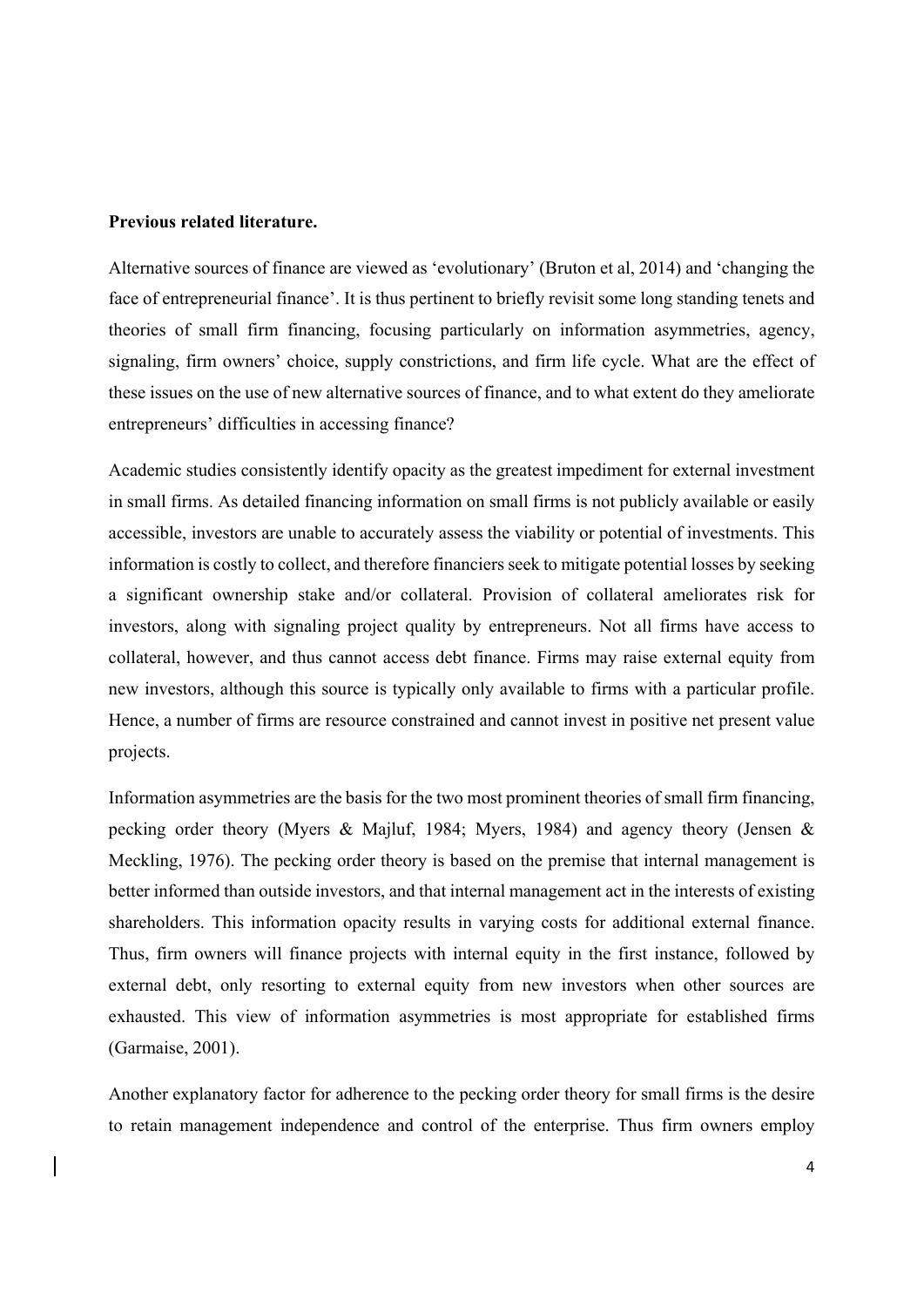**Previous related literature.**

Alternative sources of finance are viewed as 'evolutionary' (Bruton et al, 2014) and 'changing the face of entrepreneurial finance'. It is thus pertinent to briefly revisit some long standing tenets and theories of small firm financing, focusing particularly on information asymmetries, agency, signaling, firm owners' choice, supply constrictions, and firm life cycle. What are the effect of these issues on the use of new alternative sources of finance, and to what extent do they ameliorate entrepreneurs' difficulties in accessing finance?

Academic studies consistently identify opacity as the greatest impediment for external investment in small firms. As detailed financing information on small firms is not publicly available or easily accessible, investors are unable to accurately assess the viability or potential of investments. This information is costly to collect, and therefore financiers seek to mitigate potential losses by seeking a significant ownership stake and/or collateral. Provision of collateral ameliorates risk for investors, along with signaling project quality by entrepreneurs. Not all firms have access to collateral, however, and thus cannot access debt finance. Firms may raise external equity from new investors, although this source is typically only available to firms with a particular profile. Hence, a number of firms are resource constrained and cannot invest in positive net present value projects.

Information asymmetries are the basis for the two most prominent theories of small firm financing, pecking order theory (Myers & Majluf, 1984; Myers, 1984) and agency theory (Jensen & Meckling, 1976). The pecking order theory is based on the premise that internal management is better informed than outside investors, and that internal management act in the interests of existing shareholders. This information opacity results in varying costs for additional external finance. Thus, firm owners will finance projects with internal equity in the first instance, followed by external debt, only resorting to external equity from new investors when other sources are exhausted. This view of information asymmetries is most appropriate for established firms (Garmaise, 2001).

Another explanatory factor for adherence to the pecking order theory for small firms is the desire to retain management independence and control of the enterprise. Thus firm owners employ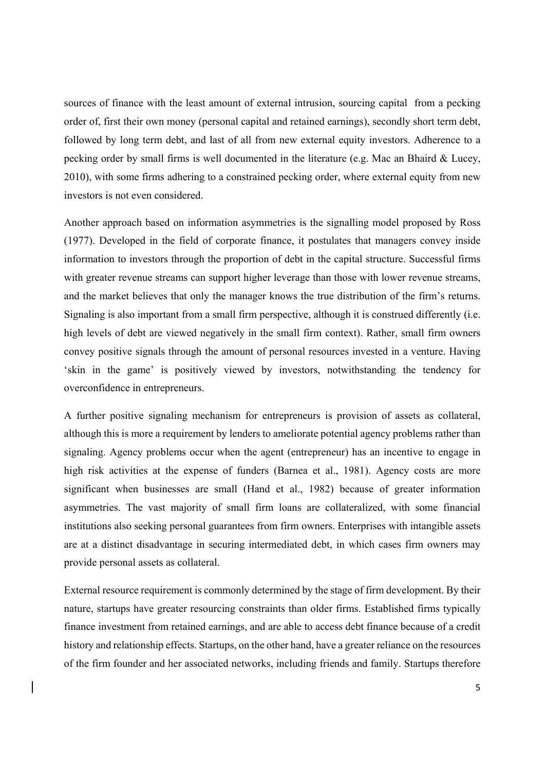sources of finance with the least amount of external intrusion, sourcing capital  from a pecking order of, first their own money (personal capital and retained earnings), secondly short term debt, followed by long term debt, and last of all from new external equity investors. Adherence to a pecking order by small firms is well documented in the literature (e.g. Mac an Bhaird & Lucey, 2010), with some firms adhering to a constrained pecking order, where external equity from new investors is not even considered.

Another approach based on information asymmetries is the signalling model proposed by Ross (1977). Developed in the field of corporate finance, it postulates that managers convey inside information to investors through the proportion of debt in the capital structure. Successful firms with greater revenue streams can support higher leverage than those with lower revenue streams, and the market believes that only the manager knows the true distribution of the firm's returns. Signaling is also important from a small firm perspective, although it is construed differently (i.e. high levels of debt are viewed negatively in the small firm context). Rather, small firm owners convey positive signals through the amount of personal resources invested in a venture. Having 'skin in the game' is positively viewed by investors, notwithstanding the tendency for overconfidence in entrepreneurs.

A further positive signaling mechanism for entrepreneurs is provision of assets as collateral, although this is more a requirement by lenders to ameliorate potential agency problems rather than signaling. Agency problems occur when the agent (entrepreneur) has an incentive to engage in high risk activities at the expense of funders (Barnea et al., 1981). Agency costs are more significant when businesses are small (Hand et al., 1982) because of greater information asymmetries. The vast majority of small firm loans are collateralized, with some financial institutions also seeking personal guarantees from firm owners. Enterprises with intangible assets are at a distinct disadvantage in securing intermediated debt, in which cases firm owners may provide personal assets as collateral.

External resource requirement is commonly determined by the stage of firm development. By their nature, startups have greater resourcing constraints than older firms. Established firms typically finance investment from retained earnings, and are able to access debt finance because of a credit history and relationship effects. Startups, on the other hand, have a greater reliance on the resources of the firm founder and her associated networks, including friends and family. Startups therefore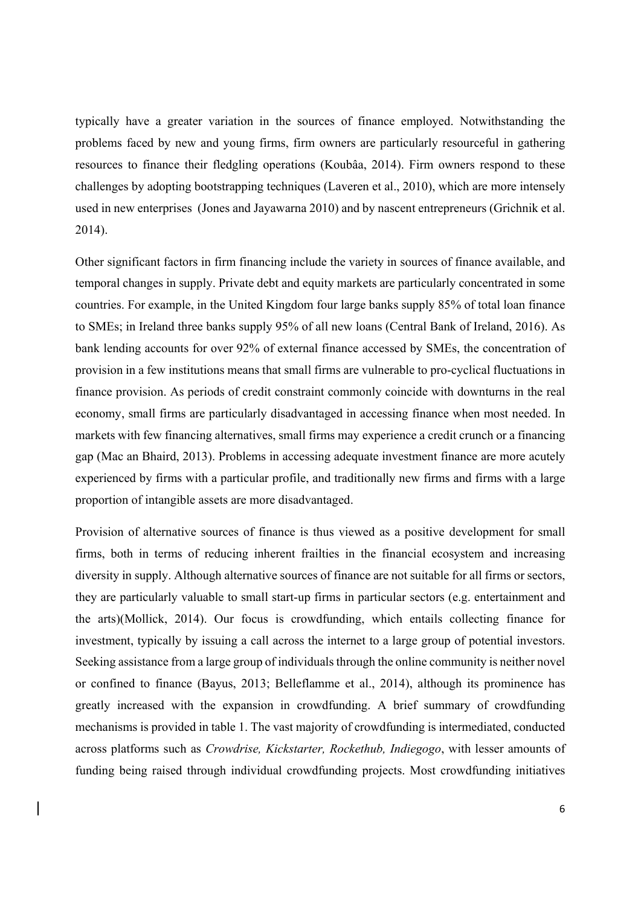typically have a greater variation in the sources of finance employed. Notwithstanding the problems faced by new and young firms, firm owners are particularly resourceful in gathering resources to finance their fledgling operations (Koubâa, 2014). Firm owners respond to these challenges by adopting bootstrapping techniques (Laveren et al., 2010), which are more intensely used in new enterprises (Jones and Jayawarna 2010) and by nascent entrepreneurs (Grichnik et al. 2014).

Other significant factors in firm financing include the variety in sources of finance available, and temporal changes in supply. Private debt and equity markets are particularly concentrated in some countries. For example, in the United Kingdom four large banks supply 85% of total loan finance to SMEs; in Ireland three banks supply 95% of all new loans (Central Bank of Ireland, 2016). As bank lending accounts for over 92% of external finance accessed by SMEs, the concentration of provision in a few institutions means that small firms are vulnerable to pro-cyclical fluctuations in finance provision. As periods of credit constraint commonly coincide with downturns in the real economy, small firms are particularly disadvantaged in accessing finance when most needed. In markets with few financing alternatives, small firms may experience a credit crunch or a financing gap (Mac an Bhaird, 2013). Problems in accessing adequate investment finance are more acutely experienced by firms with a particular profile, and traditionally new firms and firms with a large proportion of intangible assets are more disadvantaged.

Provision of alternative sources of finance is thus viewed as a positive development for small firms, both in terms of reducing inherent frailties in the financial ecosystem and increasing diversity in supply. Although alternative sources of finance are not suitable for all firms or sectors, they are particularly valuable to small start-up firms in particular sectors (e.g. entertainment and the arts)(Mollick, 2014). Our focus is crowdfunding, which entails collecting finance for investment, typically by issuing a call across the internet to a large group of potential investors. Seeking assistance from a large group of individuals through the online community is neither novel or confined to finance (Bayus, 2013; Belleflamme et al., 2014), although its prominence has greatly increased with the expansion in crowdfunding. A brief summary of crowdfunding mechanisms is provided in table 1. The vast majority of crowdfunding is intermediated, conducted across platforms such as *Crowdrise, Kickstarter, Rockethub, Indiegogo*, with lesser amounts of funding being raised through individual crowdfunding projects. Most crowdfunding initiatives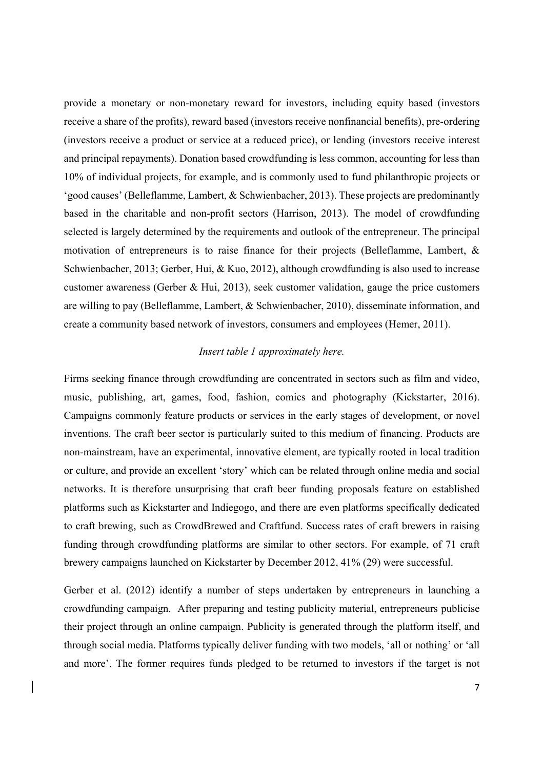provide a monetary or non-monetary reward for investors, including equity based (investors receive a share of the profits), reward based (investors receive nonfinancial benefits), pre-ordering (investors receive a product or service at a reduced price), or lending (investors receive interest and principal repayments). Donation based crowdfunding is less common, accounting for less than 10% of individual projects, for example, and is commonly used to fund philanthropic projects or 'good causes' (Belleflamme, Lambert, & Schwienbacher, 2013). These projects are predominantly based in the charitable and non-profit sectors (Harrison, 2013). The model of crowdfunding selected is largely determined by the requirements and outlook of the entrepreneur. The principal motivation of entrepreneurs is to raise finance for their projects (Belleflamme, Lambert, & Schwienbacher, 2013; Gerber, Hui, & Kuo, 2012), although crowdfunding is also used to increase customer awareness (Gerber & Hui, 2013), seek customer validation, gauge the price customers are willing to pay (Belleflamme, Lambert, & Schwienbacher, 2010), disseminate information, and create a community based network of investors, consumers and employees (Hemer, 2011).

*Insert table 1 approximately here.*

Firms seeking finance through crowdfunding are concentrated in sectors such as film and video, music, publishing, art, games, food, fashion, comics and photography (Kickstarter, 2016). Campaigns commonly feature products or services in the early stages of development, or novel inventions. The craft beer sector is particularly suited to this medium of financing. Products are non-mainstream, have an experimental, innovative element, are typically rooted in local tradition or culture, and provide an excellent 'story' which can be related through online media and social networks. It is therefore unsurprising that craft beer funding proposals feature on established platforms such as Kickstarter and Indiegogo, and there are even platforms specifically dedicated to craft brewing, such as CrowdBrewed and Craftfund. Success rates of craft brewers in raising funding through crowdfunding platforms are similar to other sectors. For example, of 71 craft brewery campaigns launched on Kickstarter by December 2012, 41% (29) were successful.

Gerber et al. (2012) identify a number of steps undertaken by entrepreneurs in launching a crowdfunding campaign. After preparing and testing publicity material, entrepreneurs publicise their project through an online campaign. Publicity is generated through the platform itself, and through social media. Platforms typically deliver funding with two models, 'all or nothing' or 'all and more'. The former requires funds pledged to be returned to investors if the target is not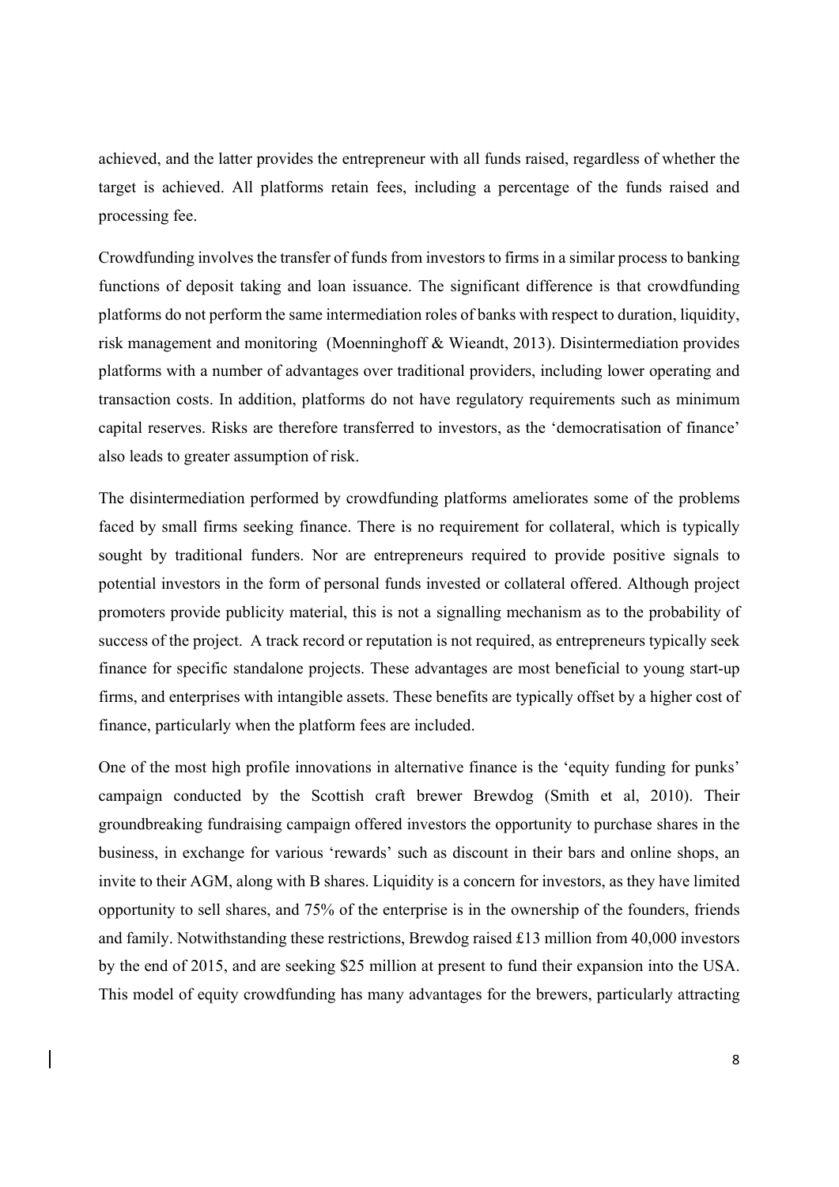achieved, and the latter provides the entrepreneur with all funds raised, regardless of whether the target is achieved. All platforms retain fees, including a percentage of the funds raised and processing fee.

Crowdfunding involves the transfer of funds from investors to firms in a similar process to banking functions of deposit taking and loan issuance. The significant difference is that crowdfunding platforms do not perform the same intermediation roles of banks with respect to duration, liquidity, risk management and monitoring (Moenninghoff & Wieandt, 2013). Disintermediation provides platforms with a number of advantages over traditional providers, including lower operating and transaction costs. In addition, platforms do not have regulatory requirements such as minimum capital reserves. Risks are therefore transferred to investors, as the 'democratisation of finance' also leads to greater assumption of risk.

The disintermediation performed by crowdfunding platforms ameliorates some of the problems faced by small firms seeking finance. There is no requirement for collateral, which is typically sought by traditional funders. Nor are entrepreneurs required to provide positive signals to potential investors in the form of personal funds invested or collateral offered. Although project promoters provide publicity material, this is not a signalling mechanism as to the probability of success of the project. A track record or reputation is not required, as entrepreneurs typically seek finance for specific standalone projects. These advantages are most beneficial to young start-up firms, and enterprises with intangible assets. These benefits are typically offset by a higher cost of finance, particularly when the platform fees are included.

One of the most high profile innovations in alternative finance is the 'equity funding for punks' campaign conducted by the Scottish craft brewer Brewdog (Smith et al, 2010). Their groundbreaking fundraising campaign offered investors the opportunity to purchase shares in the business, in exchange for various 'rewards' such as discount in their bars and online shops, an invite to their AGM, along with B shares. Liquidity is a concern for investors, as they have limited opportunity to sell shares, and 75% of the enterprise is in the ownership of the founders, friends and family. Notwithstanding these restrictions, Brewdog raised £13 million from 40,000 investors by the end of 2015, and are seeking $25 million at present to fund their expansion into the USA. This model of equity crowdfunding has many advantages for the brewers, particularly attracting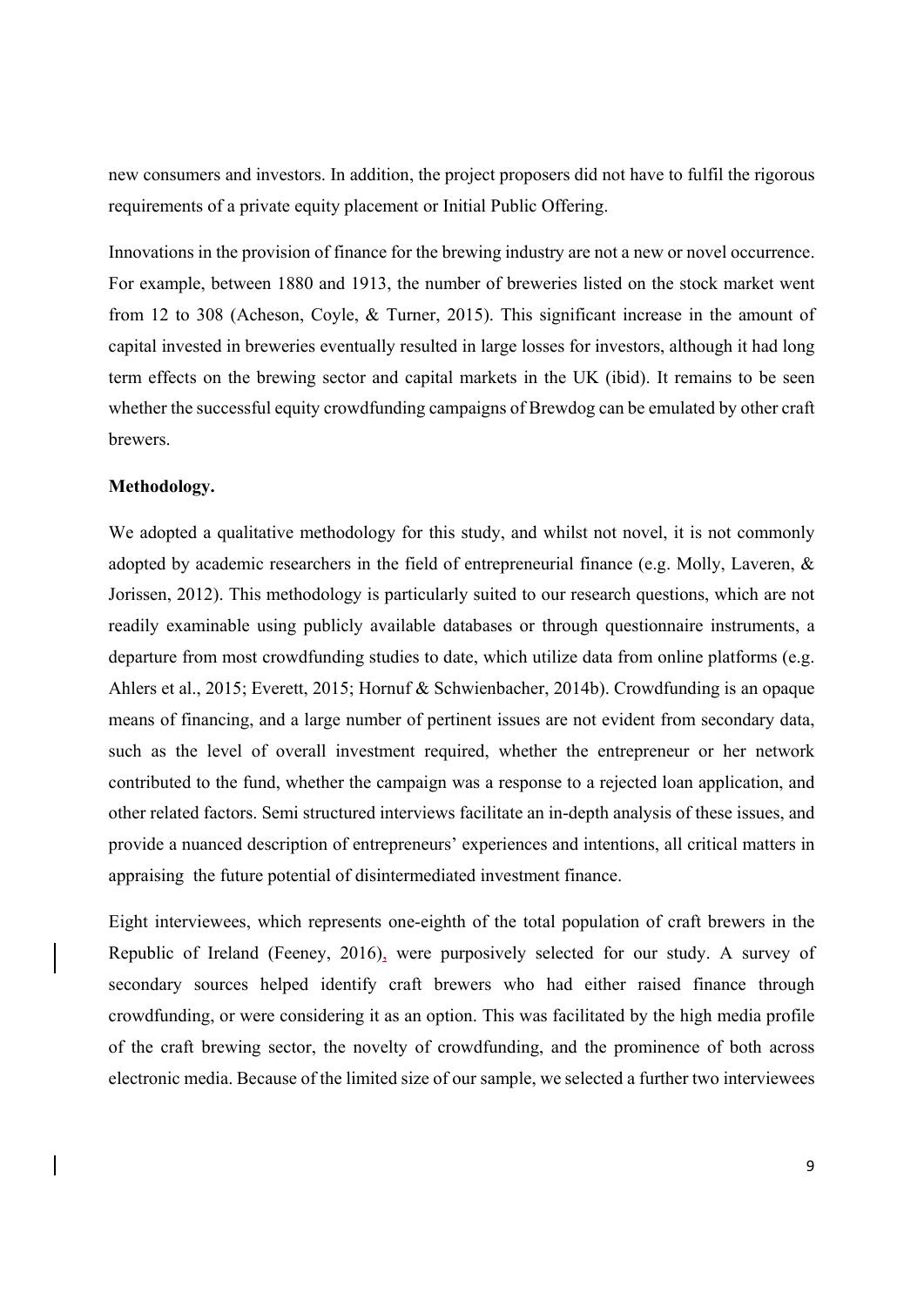new consumers and investors. In addition, the project proposers did not have to fulfil the rigorous requirements of a private equity placement or Initial Public Offering.

Innovations in the provision of finance for the brewing industry are not a new or novel occurrence. For example, between 1880 and 1913, the number of breweries listed on the stock market went from 12 to 308 (Acheson, Coyle, & Turner, 2015). This significant increase in the amount of capital invested in breweries eventually resulted in large losses for investors, although it had long term effects on the brewing sector and capital markets in the UK (ibid). It remains to be seen whether the successful equity crowdfunding campaigns of Brewdog can be emulated by other craft brewers.

**Methodology.**

We adopted a qualitative methodology for this study, and whilst not novel, it is not commonly adopted by academic researchers in the field of entrepreneurial finance (e.g. Molly, Laveren, & Jorissen, 2012). This methodology is particularly suited to our research questions, which are not readily examinable using publicly available databases or through questionnaire instruments, a departure from most crowdfunding studies to date, which utilize data from online platforms (e.g. Ahlers et al., 2015; Everett, 2015; Hornuf & Schwienbacher, 2014b). Crowdfunding is an opaque means of financing, and a large number of pertinent issues are not evident from secondary data, such as the level of overall investment required, whether the entrepreneur or her network contributed to the fund, whether the campaign was a response to a rejected loan application, and other related factors. Semi structured interviews facilitate an in-depth analysis of these issues, and provide a nuanced description of entrepreneurs' experiences and intentions, all critical matters in appraising the future potential of disintermediated investment finance.

Eight interviewees, which represents one-eighth of the total population of craft brewers in the Republic of Ireland (Feeney, 2016), were purposively selected for our study. A survey of secondary sources helped identify craft brewers who had either raised finance through crowdfunding, or were considering it as an option. This was facilitated by the high media profile of the craft brewing sector, the novelty of crowdfunding, and the prominence of both across electronic media. Because of the limited size of our sample, we selected a further two interviewees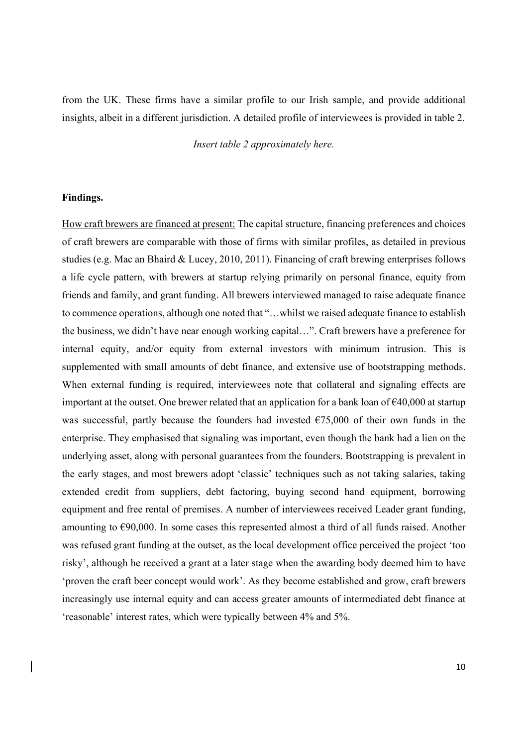from the UK. These firms have a similar profile to our Irish sample, and provide additional insights, albeit in a different jurisdiction. A detailed profile of interviewees is provided in table 2.

*Insert table 2 approximately here.*

**Findings.**

How craft brewers are financed at present: The capital structure, financing preferences and choices of craft brewers are comparable with those of firms with similar profiles, as detailed in previous studies (e.g. Mac an Bhaird & Lucey, 2010, 2011). Financing of craft brewing enterprises follows a life cycle pattern, with brewers at startup relying primarily on personal finance, equity from friends and family, and grant funding. All brewers interviewed managed to raise adequate finance to commence operations, although one noted that "…whilst we raised adequate finance to establish the business, we didn't have near enough working capital…". Craft brewers have a preference for internal equity, and/or equity from external investors with minimum intrusion. This is supplemented with small amounts of debt finance, and extensive use of bootstrapping methods. When external funding is required, interviewees note that collateral and signaling effects are important at the outset. One brewer related that an application for a bank loan of €40,000 at startup was successful, partly because the founders had invested €75,000 of their own funds in the enterprise. They emphasised that signaling was important, even though the bank had a lien on the underlying asset, along with personal guarantees from the founders. Bootstrapping is prevalent in the early stages, and most brewers adopt 'classic' techniques such as not taking salaries, taking extended credit from suppliers, debt factoring, buying second hand equipment, borrowing equipment and free rental of premises. A number of interviewees received Leader grant funding, amounting to €90,000. In some cases this represented almost a third of all funds raised. Another was refused grant funding at the outset, as the local development office perceived the project 'too risky', although he received a grant at a later stage when the awarding body deemed him to have 'proven the craft beer concept would work'. As they become established and grow, craft brewers increasingly use internal equity and can access greater amounts of intermediated debt finance at 'reasonable' interest rates, which were typically between 4% and 5%.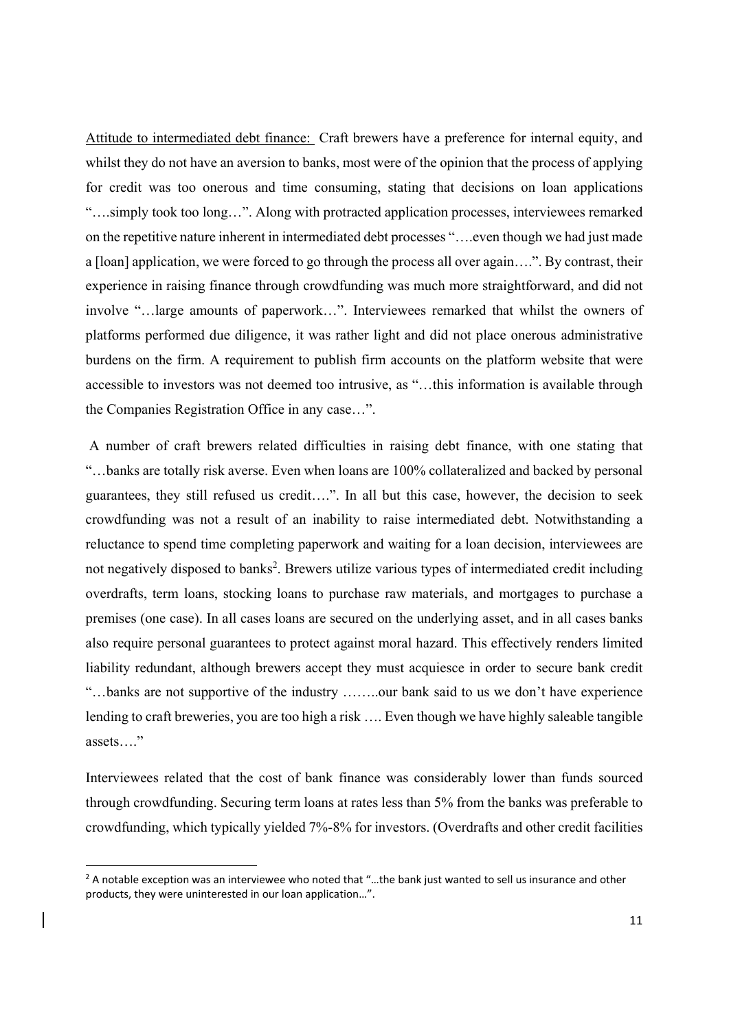Attitude to intermediated debt finance: Craft brewers have a preference for internal equity, and whilst they do not have an aversion to banks, most were of the opinion that the process of applying for credit was too onerous and time consuming, stating that decisions on loan applications "….simply took too long…". Along with protracted application processes, interviewees remarked on the repetitive nature inherent in intermediated debt processes "….even though we had just made a [loan] application, we were forced to go through the process all over again….". By contrast, their experience in raising finance through crowdfunding was much more straightforward, and did not involve "…large amounts of paperwork…". Interviewees remarked that whilst the owners of platforms performed due diligence, it was rather light and did not place onerous administrative burdens on the firm. A requirement to publish firm accounts on the platform website that were accessible to investors was not deemed too intrusive, as "…this information is available through the Companies Registration Office in any case…".

A number of craft brewers related difficulties in raising debt finance, with one stating that "…banks are totally risk averse. Even when loans are 100% collateralized and backed by personal guarantees, they still refused us credit….". In all but this case, however, the decision to seek crowdfunding was not a result of an inability to raise intermediated debt. Notwithstanding a reluctance to spend time completing paperwork and waiting for a loan decision, interviewees are not negatively disposed to banks[2]. Brewers utilize various types of intermediated credit including overdrafts, term loans, stocking loans to purchase raw materials, and mortgages to purchase a premises (one case). In all cases loans are secured on the underlying asset, and in all cases banks also require personal guarantees to protect against moral hazard. This effectively renders limited liability redundant, although brewers accept they must acquiesce in order to secure bank credit "…banks are not supportive of the industry ……..our bank said to us we don't have experience lending to craft breweries, you are too high a risk …. Even though we have highly saleable tangible assets…."

Interviewees related that the cost of bank finance was considerably lower than funds sourced through crowdfunding. Securing term loans at rates less than 5% from the banks was preferable to crowdfunding, which typically yielded 7%-8% for investors. (Overdrafts and other credit facilities

[2] A notable exception was an interviewee who noted that "…the bank just wanted to sell us insurance and other products, they were uninterested in our loan application…".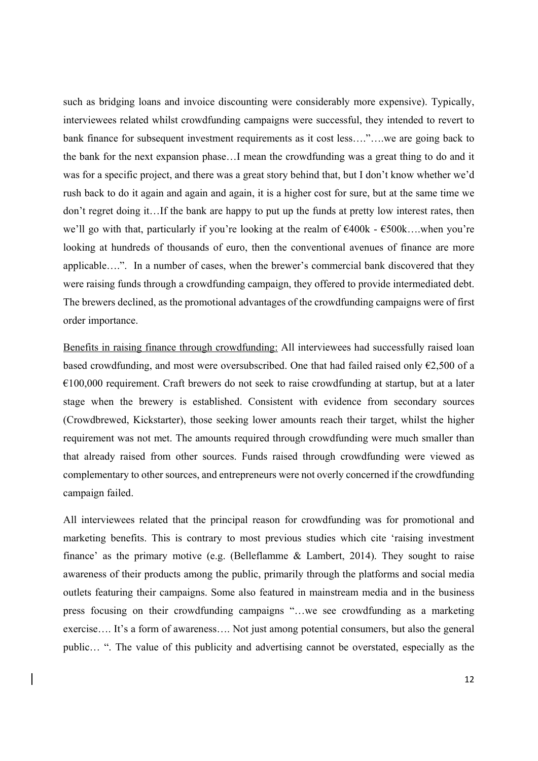such as bridging loans and invoice discounting were considerably more expensive). Typically, interviewees related whilst crowdfunding campaigns were successful, they intended to revert to bank finance for subsequent investment requirements as it cost less….”….we are going back to the bank for the next expansion phase…I mean the crowdfunding was a great thing to do and it was for a specific project, and there was a great story behind that, but I don't know whether we'd rush back to do it again and again and again, it is a higher cost for sure, but at the same time we don't regret doing it…If the bank are happy to put up the funds at pretty low interest rates, then we'll go with that, particularly if you're looking at the realm of €400k - €500k….when you're looking at hundreds of thousands of euro, then the conventional avenues of finance are more applicable….". In a number of cases, when the brewer's commercial bank discovered that they were raising funds through a crowdfunding campaign, they offered to provide intermediated debt. The brewers declined, as the promotional advantages of the crowdfunding campaigns were of first order importance.

Benefits in raising finance through crowdfunding: All interviewees had successfully raised loan based crowdfunding, and most were oversubscribed. One that had failed raised only €2,500 of a €100,000 requirement. Craft brewers do not seek to raise crowdfunding at startup, but at a later stage when the brewery is established. Consistent with evidence from secondary sources (Crowdbrewed, Kickstarter), those seeking lower amounts reach their target, whilst the higher requirement was not met. The amounts required through crowdfunding were much smaller than that already raised from other sources. Funds raised through crowdfunding were viewed as complementary to other sources, and entrepreneurs were not overly concerned if the crowdfunding campaign failed.

All interviewees related that the principal reason for crowdfunding was for promotional and marketing benefits. This is contrary to most previous studies which cite 'raising investment finance' as the primary motive (e.g. (Belleflamme & Lambert, 2014). They sought to raise awareness of their products among the public, primarily through the platforms and social media outlets featuring their campaigns. Some also featured in mainstream media and in the business press focusing on their crowdfunding campaigns "…we see crowdfunding as a marketing exercise…. It's a form of awareness…. Not just among potential consumers, but also the general public… ". The value of this publicity and advertising cannot be overstated, especially as the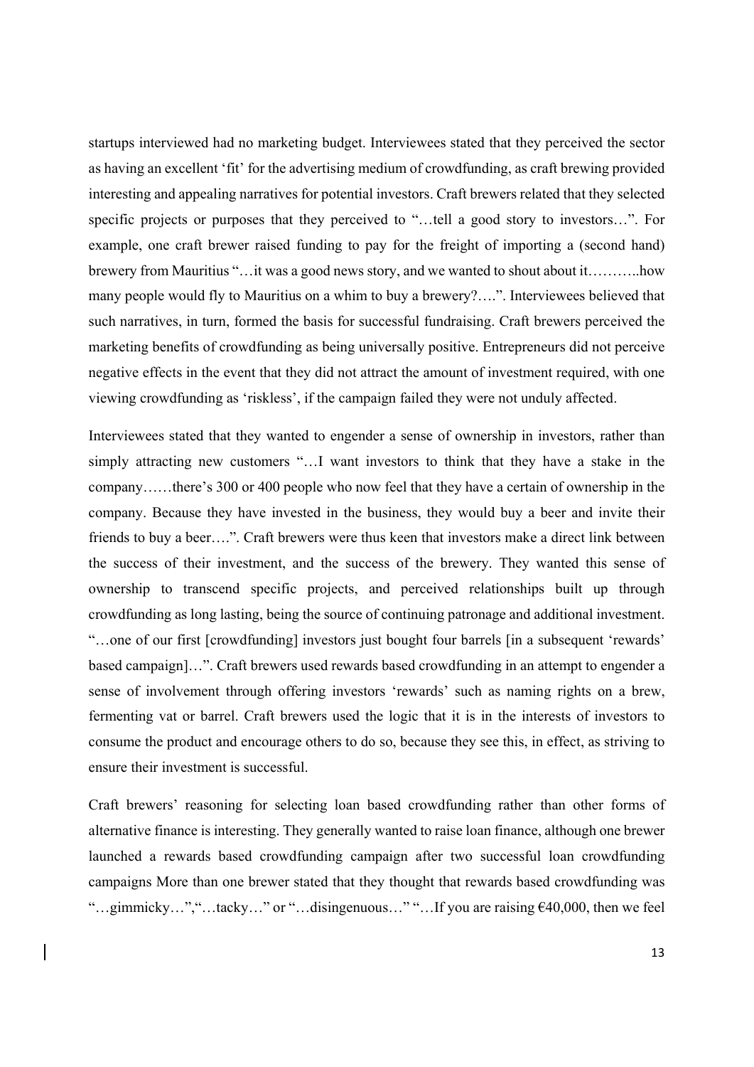startups interviewed had no marketing budget. Interviewees stated that they perceived the sector as having an excellent 'fit' for the advertising medium of crowdfunding, as craft brewing provided interesting and appealing narratives for potential investors. Craft brewers related that they selected specific projects or purposes that they perceived to "…tell a good story to investors…". For example, one craft brewer raised funding to pay for the freight of importing a (second hand) brewery from Mauritius "…it was a good news story, and we wanted to shout about it………..how many people would fly to Mauritius on a whim to buy a brewery?….". Interviewees believed that such narratives, in turn, formed the basis for successful fundraising. Craft brewers perceived the marketing benefits of crowdfunding as being universally positive. Entrepreneurs did not perceive negative effects in the event that they did not attract the amount of investment required, with one viewing crowdfunding as 'riskless', if the campaign failed they were not unduly affected.

Interviewees stated that they wanted to engender a sense of ownership in investors, rather than simply attracting new customers "…I want investors to think that they have a stake in the company……there's 300 or 400 people who now feel that they have a certain of ownership in the company. Because they have invested in the business, they would buy a beer and invite their friends to buy a beer….". Craft brewers were thus keen that investors make a direct link between the success of their investment, and the success of the brewery. They wanted this sense of ownership to transcend specific projects, and perceived relationships built up through crowdfunding as long lasting, being the source of continuing patronage and additional investment. "…one of our first [crowdfunding] investors just bought four barrels [in a subsequent 'rewards' based campaign]…". Craft brewers used rewards based crowdfunding in an attempt to engender a sense of involvement through offering investors 'rewards' such as naming rights on a brew, fermenting vat or barrel. Craft brewers used the logic that it is in the interests of investors to consume the product and encourage others to do so, because they see this, in effect, as striving to ensure their investment is successful.

Craft brewers' reasoning for selecting loan based crowdfunding rather than other forms of alternative finance is interesting. They generally wanted to raise loan finance, although one brewer launched a rewards based crowdfunding campaign after two successful loan crowdfunding campaigns More than one brewer stated that they thought that rewards based crowdfunding was "…gimmicky…","…tacky…" or "…disingenuous…" "…If you are raising €40,000, then we feel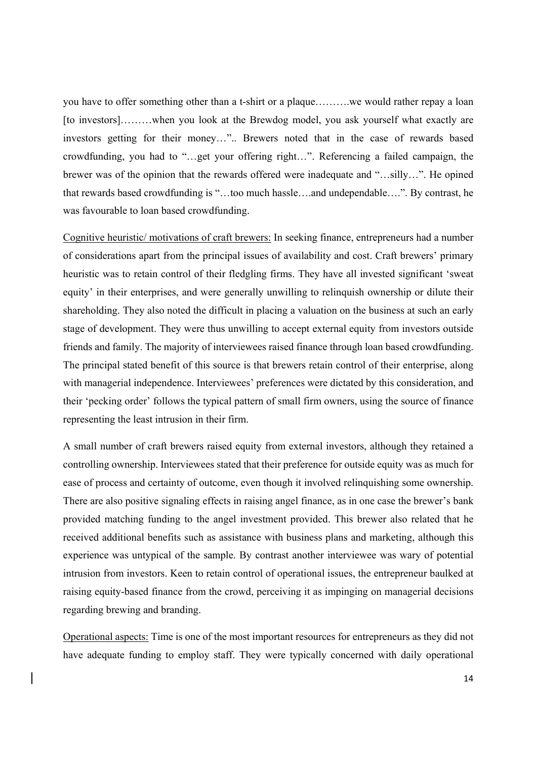you have to offer something other than a t-shirt or a plaque……….we would rather repay a loan [to investors]………when you look at the Brewdog model, you ask yourself what exactly are investors getting for their money…".. Brewers noted that in the case of rewards based crowdfunding, you had to "…get your offering right…". Referencing a failed campaign, the brewer was of the opinion that the rewards offered were inadequate and "…silly…". He opined that rewards based crowdfunding is "…too much hassle….and undependable….". By contrast, he was favourable to loan based crowdfunding.

Cognitive heuristic/ motivations of craft brewers: In seeking finance, entrepreneurs had a number of considerations apart from the principal issues of availability and cost. Craft brewers' primary heuristic was to retain control of their fledgling firms. They have all invested significant 'sweat equity' in their enterprises, and were generally unwilling to relinquish ownership or dilute their shareholding. They also noted the difficult in placing a valuation on the business at such an early stage of development. They were thus unwilling to accept external equity from investors outside friends and family. The majority of interviewees raised finance through loan based crowdfunding. The principal stated benefit of this source is that brewers retain control of their enterprise, along with managerial independence. Interviewees' preferences were dictated by this consideration, and their 'pecking order' follows the typical pattern of small firm owners, using the source of finance representing the least intrusion in their firm.

A small number of craft brewers raised equity from external investors, although they retained a controlling ownership. Interviewees stated that their preference for outside equity was as much for ease of process and certainty of outcome, even though it involved relinquishing some ownership. There are also positive signaling effects in raising angel finance, as in one case the brewer's bank provided matching funding to the angel investment provided. This brewer also related that he received additional benefits such as assistance with business plans and marketing, although this experience was untypical of the sample. By contrast another interviewee was wary of potential intrusion from investors. Keen to retain control of operational issues, the entrepreneur baulked at raising equity-based finance from the crowd, perceiving it as impinging on managerial decisions regarding brewing and branding.

Operational aspects: Time is one of the most important resources for entrepreneurs as they did not have adequate funding to employ staff. They were typically concerned with daily operational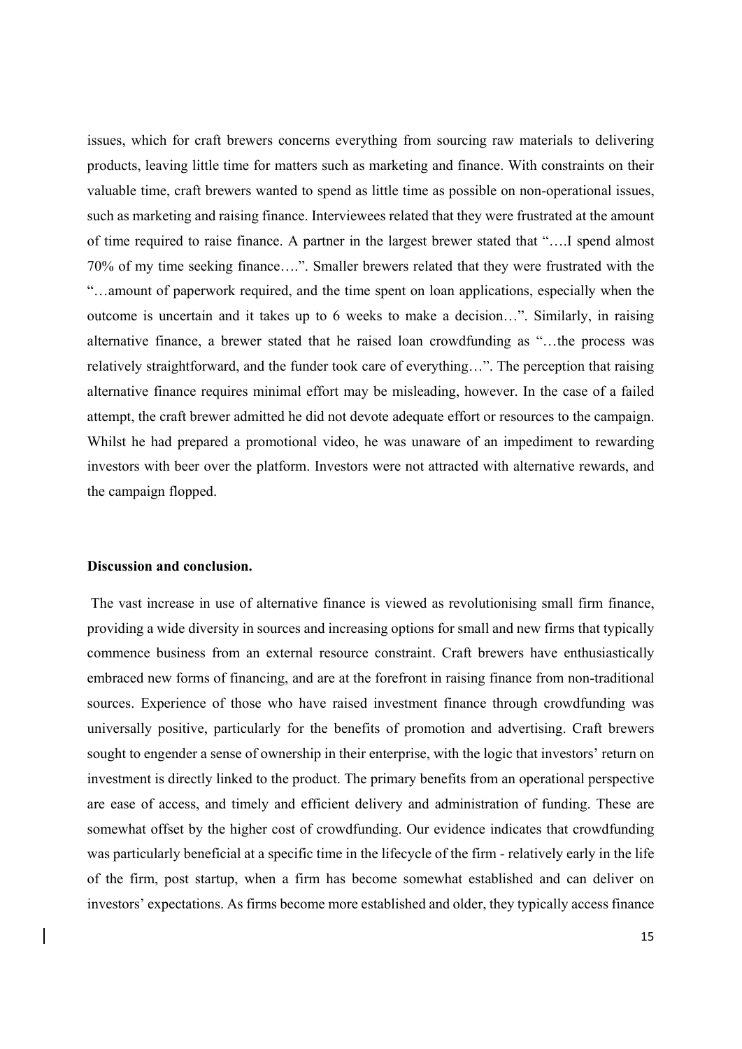issues, which for craft brewers concerns everything from sourcing raw materials to delivering products, leaving little time for matters such as marketing and finance. With constraints on their valuable time, craft brewers wanted to spend as little time as possible on non-operational issues, such as marketing and raising finance. Interviewees related that they were frustrated at the amount of time required to raise finance. A partner in the largest brewer stated that "….I spend almost 70% of my time seeking finance….". Smaller brewers related that they were frustrated with the "…amount of paperwork required, and the time spent on loan applications, especially when the outcome is uncertain and it takes up to 6 weeks to make a decision…". Similarly, in raising alternative finance, a brewer stated that he raised loan crowdfunding as "…the process was relatively straightforward, and the funder took care of everything…". The perception that raising alternative finance requires minimal effort may be misleading, however. In the case of a failed attempt, the craft brewer admitted he did not devote adequate effort or resources to the campaign. Whilst he had prepared a promotional video, he was unaware of an impediment to rewarding investors with beer over the platform. Investors were not attracted with alternative rewards, and the campaign flopped.

## Discussion and conclusion.

The vast increase in use of alternative finance is viewed as revolutionising small firm finance, providing a wide diversity in sources and increasing options for small and new firms that typically commence business from an external resource constraint. Craft brewers have enthusiastically embraced new forms of financing, and are at the forefront in raising finance from non-traditional sources. Experience of those who have raised investment finance through crowdfunding was universally positive, particularly for the benefits of promotion and advertising. Craft brewers sought to engender a sense of ownership in their enterprise, with the logic that investors' return on investment is directly linked to the product. The primary benefits from an operational perspective are ease of access, and timely and efficient delivery and administration of funding. These are somewhat offset by the higher cost of crowdfunding. Our evidence indicates that crowdfunding was particularly beneficial at a specific time in the lifecycle of the firm - relatively early in the life of the firm, post startup, when a firm has become somewhat established and can deliver on investors' expectations. As firms become more established and older, they typically access finance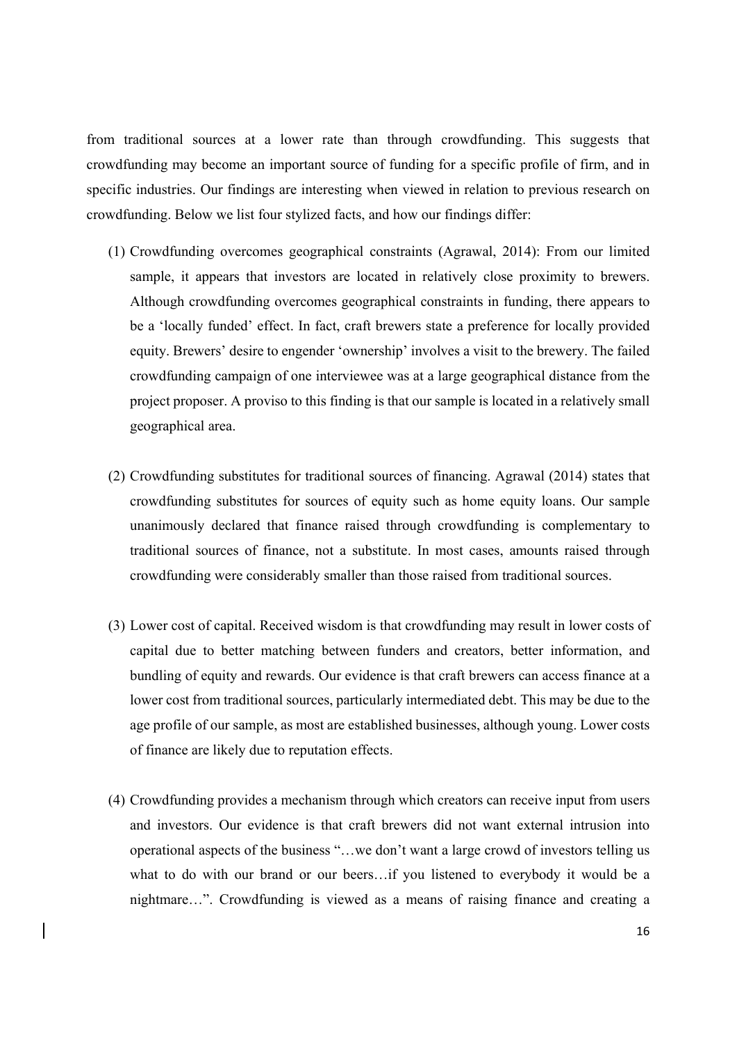from traditional sources at a lower rate than through crowdfunding. This suggests that crowdfunding may become an important source of funding for a specific profile of firm, and in specific industries. Our findings are interesting when viewed in relation to previous research on crowdfunding. Below we list four stylized facts, and how our findings differ:

(1) Crowdfunding overcomes geographical constraints (Agrawal, 2014): From our limited sample, it appears that investors are located in relatively close proximity to brewers. Although crowdfunding overcomes geographical constraints in funding, there appears to be a 'locally funded' effect. In fact, craft brewers state a preference for locally provided equity. Brewers' desire to engender 'ownership' involves a visit to the brewery. The failed crowdfunding campaign of one interviewee was at a large geographical distance from the project proposer. A proviso to this finding is that our sample is located in a relatively small geographical area.

(2) Crowdfunding substitutes for traditional sources of financing. Agrawal (2014) states that crowdfunding substitutes for sources of equity such as home equity loans. Our sample unanimously declared that finance raised through crowdfunding is complementary to traditional sources of finance, not a substitute. In most cases, amounts raised through crowdfunding were considerably smaller than those raised from traditional sources.

(3) Lower cost of capital. Received wisdom is that crowdfunding may result in lower costs of capital due to better matching between funders and creators, better information, and bundling of equity and rewards. Our evidence is that craft brewers can access finance at a lower cost from traditional sources, particularly intermediated debt. This may be due to the age profile of our sample, as most are established businesses, although young. Lower costs of finance are likely due to reputation effects.

(4) Crowdfunding provides a mechanism through which creators can receive input from users and investors. Our evidence is that craft brewers did not want external intrusion into operational aspects of the business "…we don't want a large crowd of investors telling us what to do with our brand or our beers…if you listened to everybody it would be a nightmare…". Crowdfunding is viewed as a means of raising finance and creating a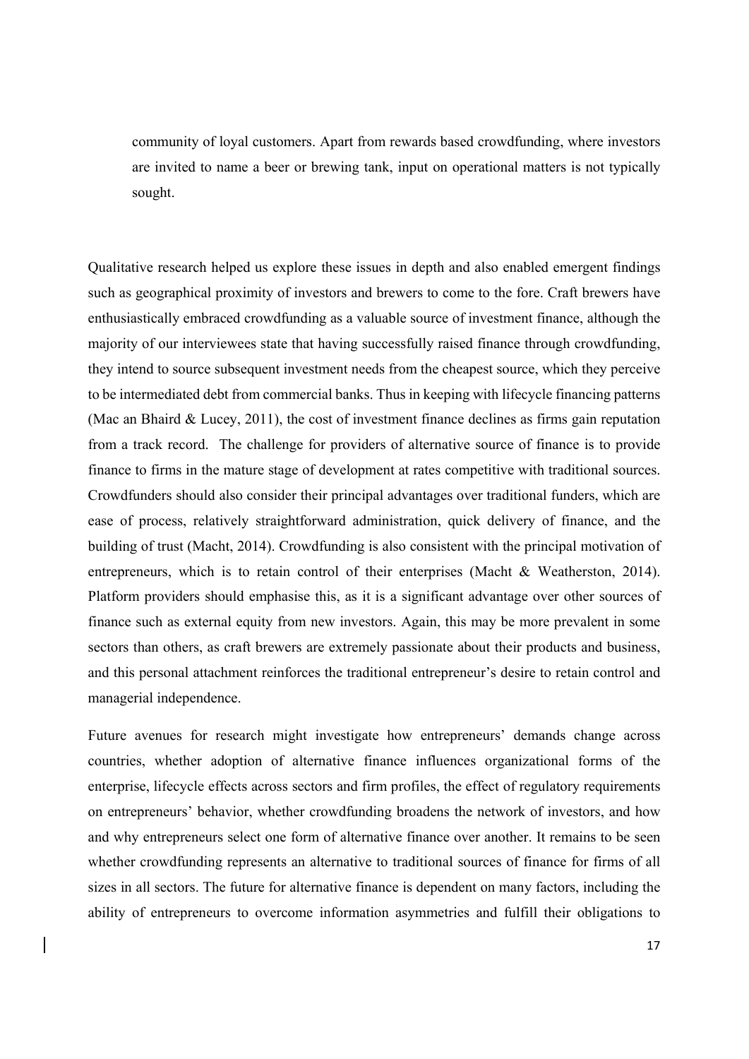community of loyal customers. Apart from rewards based crowdfunding, where investors are invited to name a beer or brewing tank, input on operational matters is not typically sought.

Qualitative research helped us explore these issues in depth and also enabled emergent findings such as geographical proximity of investors and brewers to come to the fore. Craft brewers have enthusiastically embraced crowdfunding as a valuable source of investment finance, although the majority of our interviewees state that having successfully raised finance through crowdfunding, they intend to source subsequent investment needs from the cheapest source, which they perceive to be intermediated debt from commercial banks. Thus in keeping with lifecycle financing patterns (Mac an Bhaird & Lucey, 2011), the cost of investment finance declines as firms gain reputation from a track record. The challenge for providers of alternative source of finance is to provide finance to firms in the mature stage of development at rates competitive with traditional sources. Crowdfunders should also consider their principal advantages over traditional funders, which are ease of process, relatively straightforward administration, quick delivery of finance, and the building of trust (Macht, 2014). Crowdfunding is also consistent with the principal motivation of entrepreneurs, which is to retain control of their enterprises (Macht & Weatherston, 2014). Platform providers should emphasise this, as it is a significant advantage over other sources of finance such as external equity from new investors. Again, this may be more prevalent in some sectors than others, as craft brewers are extremely passionate about their products and business, and this personal attachment reinforces the traditional entrepreneur's desire to retain control and managerial independence.

Future avenues for research might investigate how entrepreneurs' demands change across countries, whether adoption of alternative finance influences organizational forms of the enterprise, lifecycle effects across sectors and firm profiles, the effect of regulatory requirements on entrepreneurs' behavior, whether crowdfunding broadens the network of investors, and how and why entrepreneurs select one form of alternative finance over another. It remains to be seen whether crowdfunding represents an alternative to traditional sources of finance for firms of all sizes in all sectors. The future for alternative finance is dependent on many factors, including the ability of entrepreneurs to overcome information asymmetries and fulfill their obligations to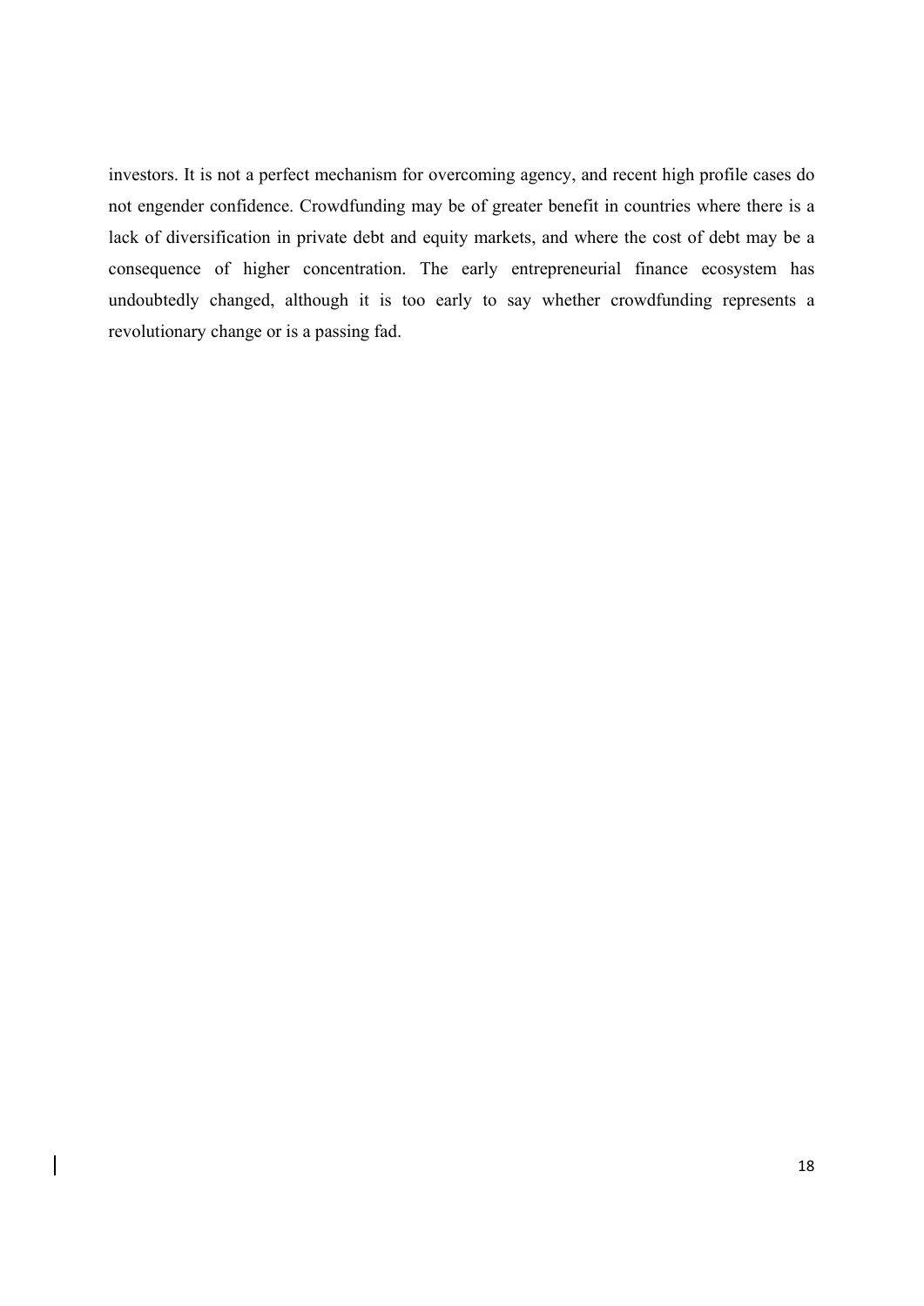investors. It is not a perfect mechanism for overcoming agency, and recent high profile cases do not engender confidence. Crowdfunding may be of greater benefit in countries where there is a lack of diversification in private debt and equity markets, and where the cost of debt may be a consequence of higher concentration. The early entrepreneurial finance ecosystem has undoubtedly changed, although it is too early to say whether crowdfunding represents a revolutionary change or is a passing fad.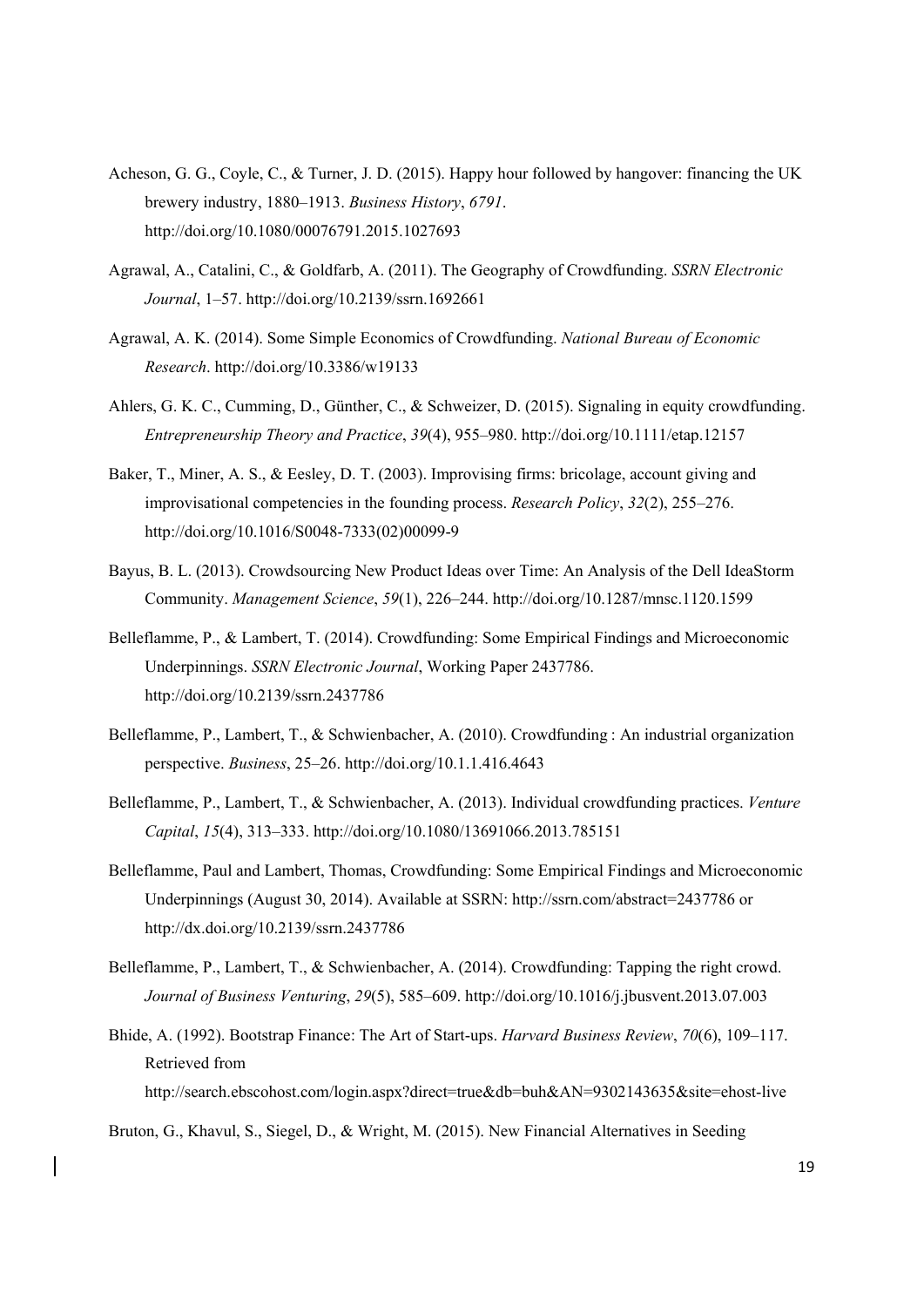Acheson, G. G., Coyle, C., & Turner, J. D. (2015). Happy hour followed by hangover: financing the UK brewery industry, 1880–1913. *Business History*, *6791*. http://doi.org/10.1080/00076791.2015.1027693

Agrawal, A., Catalini, C., & Goldfarb, A. (2011). The Geography of Crowdfunding. *SSRN Electronic Journal*, 1–57. http://doi.org/10.2139/ssrn.1692661

Agrawal, A. K. (2014). Some Simple Economics of Crowdfunding. *National Bureau of Economic Research*. http://doi.org/10.3386/w19133

Ahlers, G. K. C., Cumming, D., Günther, C., & Schweizer, D. (2015). Signaling in equity crowdfunding. *Entrepreneurship Theory and Practice*, *39*(4), 955–980. http://doi.org/10.1111/etap.12157

Baker, T., Miner, A. S., & Eesley, D. T. (2003). Improvising firms: bricolage, account giving and improvisational competencies in the founding process. *Research Policy*, *32*(2), 255–276. http://doi.org/10.1016/S0048-7333(02)00099-9

Bayus, B. L. (2013). Crowdsourcing New Product Ideas over Time: An Analysis of the Dell IdeaStorm Community. *Management Science*, *59*(1), 226–244. http://doi.org/10.1287/mnsc.1120.1599

Belleflamme, P., & Lambert, T. (2014). Crowdfunding: Some Empirical Findings and Microeconomic Underpinnings. *SSRN Electronic Journal*, Working Paper 2437786. http://doi.org/10.2139/ssrn.2437786

Belleflamme, P., Lambert, T., & Schwienbacher, A. (2010). Crowdfunding : An industrial organization perspective. *Business*, 25–26. http://doi.org/10.1.1.416.4643

Belleflamme, P., Lambert, T., & Schwienbacher, A. (2013). Individual crowdfunding practices. *Venture Capital*, *15*(4), 313–333. http://doi.org/10.1080/13691066.2013.785151

Belleflamme, Paul and Lambert, Thomas, Crowdfunding: Some Empirical Findings and Microeconomic Underpinnings (August 30, 2014). Available at SSRN: http://ssrn.com/abstract=2437786 or http://dx.doi.org/10.2139/ssrn.2437786

Belleflamme, P., Lambert, T., & Schwienbacher, A. (2014). Crowdfunding: Tapping the right crowd. *Journal of Business Venturing*, *29*(5), 585–609. http://doi.org/10.1016/j.jbusvent.2013.07.003

Bhide, A. (1992). Bootstrap Finance: The Art of Start-ups. *Harvard Business Review*, *70*(6), 109–117. Retrieved from http://search.ebscohost.com/login.aspx?direct=true&db=buh&AN=9302143635&site=ehost-live

Bruton, G., Khavul, S., Siegel, D., & Wright, M. (2015). New Financial Alternatives in Seeding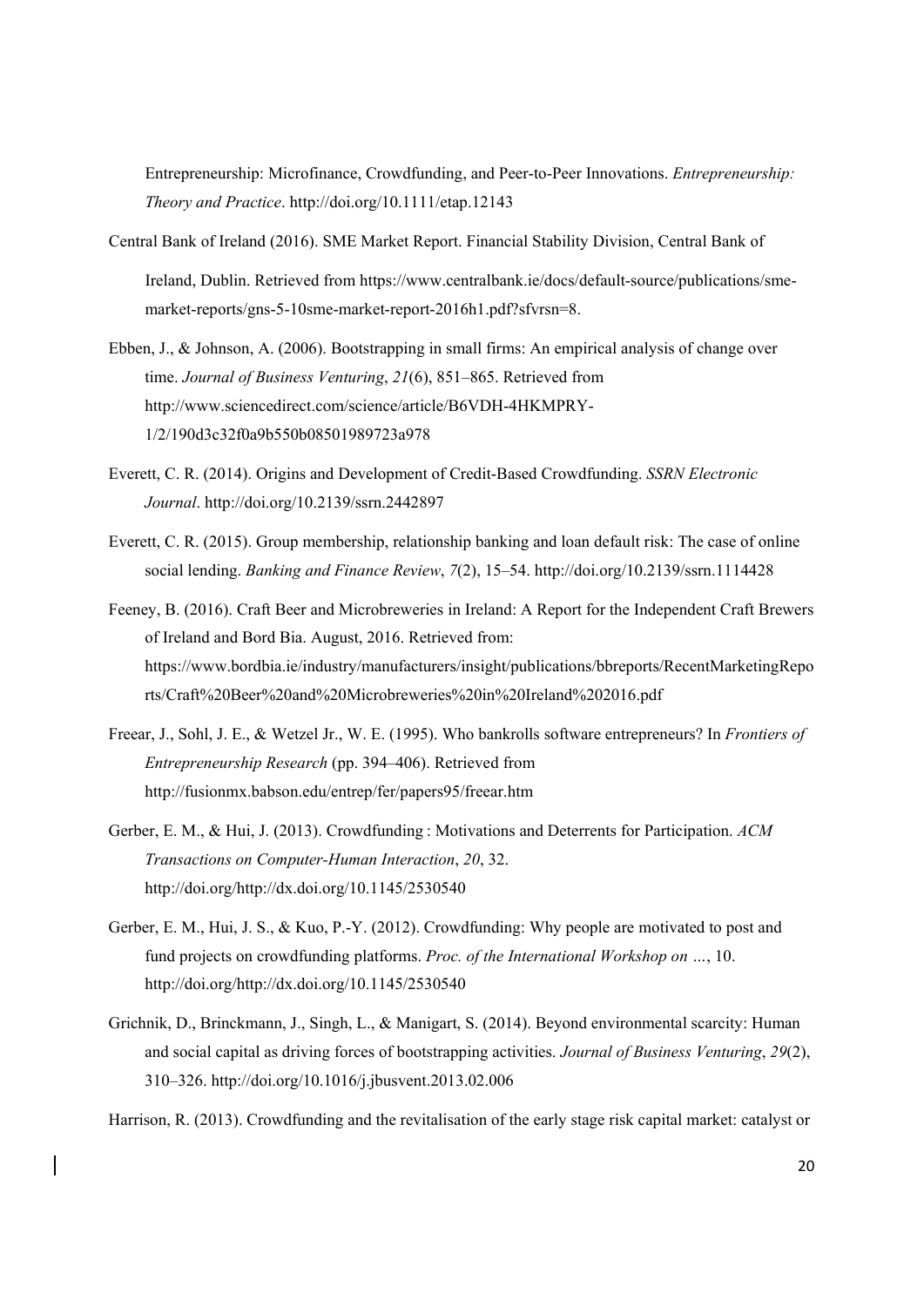Entrepreneurship: Microfinance, Crowdfunding, and Peer-to-Peer Innovations. *Entrepreneurship: Theory and Practice*. http://doi.org/10.1111/etap.12143

Central Bank of Ireland (2016). SME Market Report. Financial Stability Division, Central Bank of Ireland, Dublin. Retrieved from https://www.centralbank.ie/docs/default-source/publications/sme-market-reports/gns-5-10sme-market-report-2016h1.pdf?sfvrsn=8.

Ebben, J., & Johnson, A. (2006). Bootstrapping in small firms: An empirical analysis of change over time. *Journal of Business Venturing*, *21*(6), 851–865. Retrieved from http://www.sciencedirect.com/science/article/B6VDH-4HKMPRY-1/2/190d3c32f0a9b550b08501989723a978

Everett, C. R. (2014). Origins and Development of Credit-Based Crowdfunding. *SSRN Electronic Journal*. http://doi.org/10.2139/ssrn.2442897

Everett, C. R. (2015). Group membership, relationship banking and loan default risk: The case of online social lending. *Banking and Finance Review*, *7*(2), 15–54. http://doi.org/10.2139/ssrn.1114428

Feeney, B. (2016). Craft Beer and Microbreweries in Ireland: A Report for the Independent Craft Brewers of Ireland and Bord Bia. August, 2016. Retrieved from: https://www.bordbia.ie/industry/manufacturers/insight/publications/bbreports/RecentMarketingReports/Craft%20Beer%20and%20Microbreweries%20in%20Ireland%202016.pdf

Freear, J., Sohl, J. E., & Wetzel Jr., W. E. (1995). Who bankrolls software entrepreneurs? In *Frontiers of Entrepreneurship Research* (pp. 394–406). Retrieved from http://fusionmx.babson.edu/entrep/fer/papers95/freear.htm

Gerber, E. M., & Hui, J. (2013). Crowdfunding : Motivations and Deterrents for Participation. *ACM Transactions on Computer-Human Interaction*, *20*, 32. http://doi.org/http://dx.doi.org/10.1145/2530540

Gerber, E. M., Hui, J. S., & Kuo, P.-Y. (2012). Crowdfunding: Why people are motivated to post and fund projects on crowdfunding platforms. *Proc. of the International Workshop on …*, 10. http://doi.org/http://dx.doi.org/10.1145/2530540

Grichnik, D., Brinckmann, J., Singh, L., & Manigart, S. (2014). Beyond environmental scarcity: Human and social capital as driving forces of bootstrapping activities. *Journal of Business Venturing*, *29*(2), 310–326. http://doi.org/10.1016/j.jbusvent.2013.02.006

Harrison, R. (2013). Crowdfunding and the revitalisation of the early stage risk capital market: catalyst or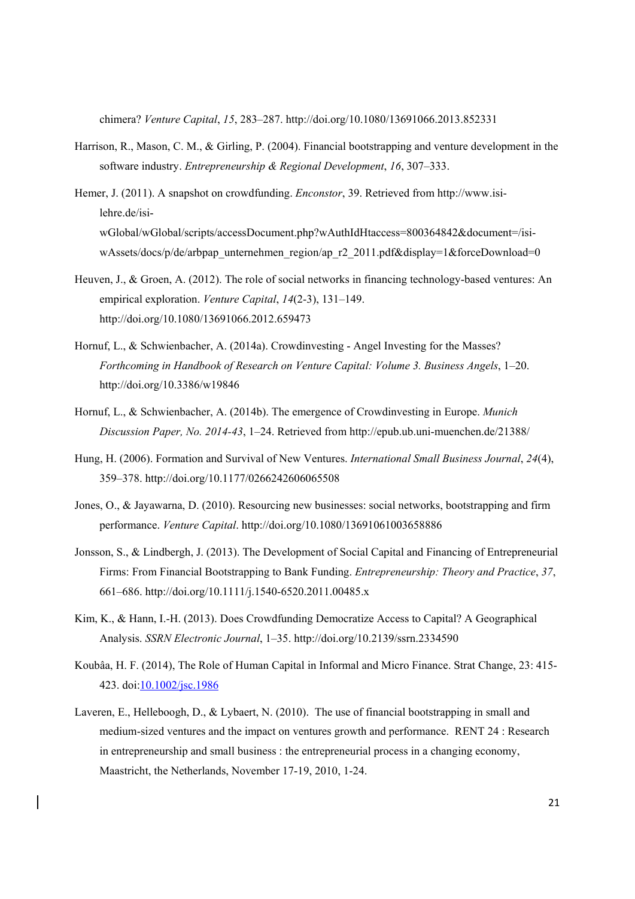chimera? *Venture Capital*, *15*, 283–287. http://doi.org/10.1080/13691066.2013.852331

Harrison, R., Mason, C. M., & Girling, P. (2004). Financial bootstrapping and venture development in the software industry. *Entrepreneurship & Regional Development*, *16*, 307–333.

Hemer, J. (2011). A snapshot on crowdfunding. *Enconstor*, 39. Retrieved from http://www.isi-lehre.de/isi-wGlobal/wGlobal/scripts/accessDocument.php?wAuthIdHtaccess=800364842&document=/isi-wAssets/docs/p/de/arbpap_unternehmen_region/ap_r2_2011.pdf&display=1&forceDownload=0

Heuven, J., & Groen, A. (2012). The role of social networks in financing technology-based ventures: An empirical exploration. *Venture Capital*, *14*(2-3), 131–149. http://doi.org/10.1080/13691066.2012.659473

Hornuf, L., & Schwienbacher, A. (2014a). Crowdinvesting - Angel Investing for the Masses? *Forthcoming in Handbook of Research on Venture Capital: Volume 3. Business Angels*, 1–20. http://doi.org/10.3386/w19846

Hornuf, L., & Schwienbacher, A. (2014b). The emergence of Crowdinvesting in Europe. *Munich Discussion Paper, No. 2014-43*, 1–24. Retrieved from http://epub.ub.uni-muenchen.de/21388/

Hung, H. (2006). Formation and Survival of New Ventures. *International Small Business Journal*, *24*(4), 359–378. http://doi.org/10.1177/0266242606065508

Jones, O., & Jayawarna, D. (2010). Resourcing new businesses: social networks, bootstrapping and firm performance. *Venture Capital*. http://doi.org/10.1080/13691061003658886

Jonsson, S., & Lindbergh, J. (2013). The Development of Social Capital and Financing of Entrepreneurial Firms: From Financial Bootstrapping to Bank Funding. *Entrepreneurship: Theory and Practice*, *37*, 661–686. http://doi.org/10.1111/j.1540-6520.2011.00485.x

Kim, K., & Hann, I.-H. (2013). Does Crowdfunding Democratize Access to Capital? A Geographical Analysis. *SSRN Electronic Journal*, 1–35. http://doi.org/10.2139/ssrn.2334590

Koubâa, H. F. (2014), The Role of Human Capital in Informal and Micro Finance. Strat Change, 23: 415-423. doi:10.1002/jsc.1986

Laveren, E., Helleboogh, D., & Lybaert, N. (2010). The use of financial bootstrapping in small and medium-sized ventures and the impact on ventures growth and performance. RENT 24 : Research in entrepreneurship and small business : the entrepreneurial process in a changing economy, Maastricht, the Netherlands, November 17-19, 2010, 1-24.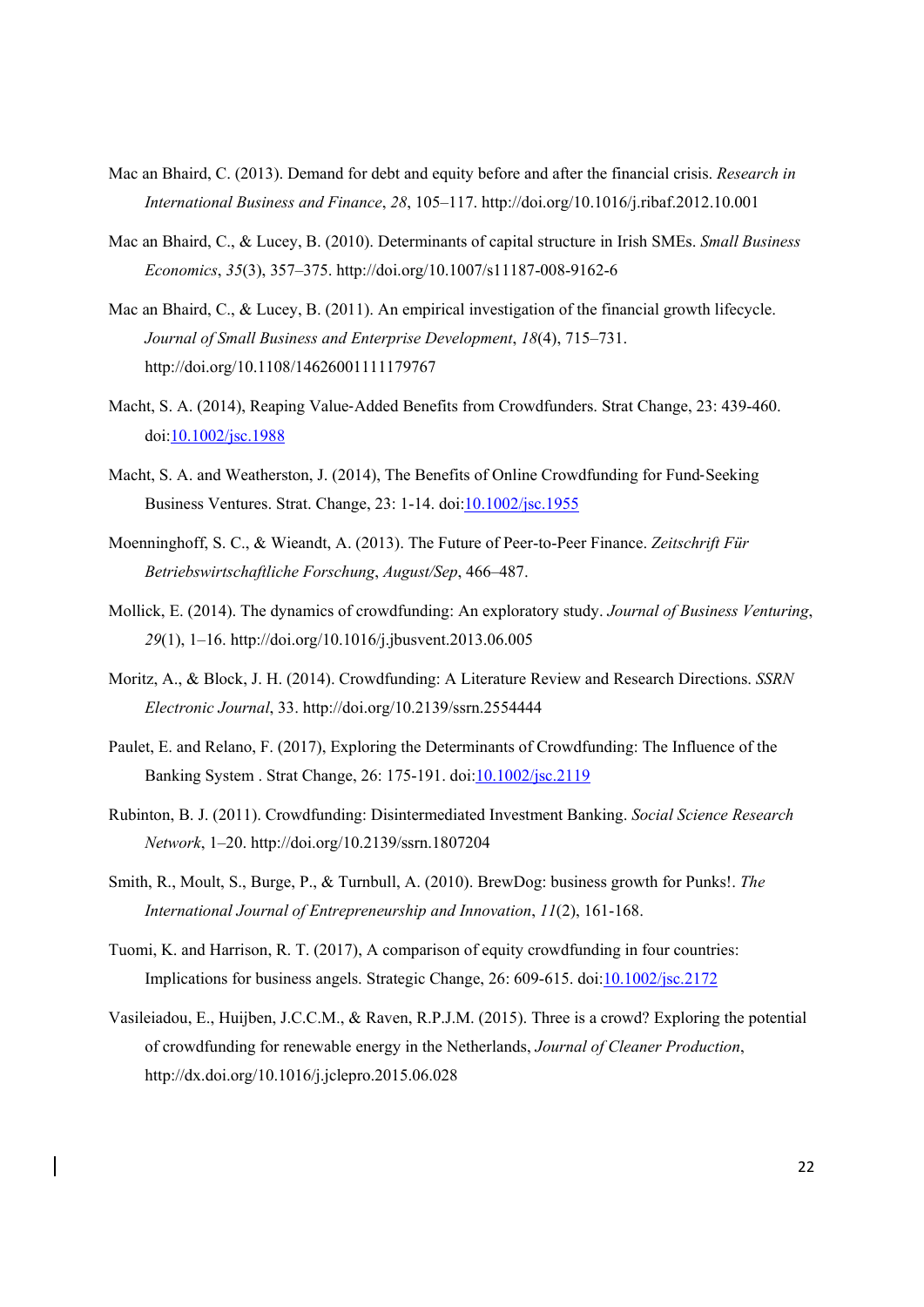Mac an Bhaird, C. (2013). Demand for debt and equity before and after the financial crisis. *Research in International Business and Finance*, *28*, 105–117. http://doi.org/10.1016/j.ribaf.2012.10.001

Mac an Bhaird, C., & Lucey, B. (2010). Determinants of capital structure in Irish SMEs. *Small Business Economics*, *35*(3), 357–375. http://doi.org/10.1007/s11187-008-9162-6

Mac an Bhaird, C., & Lucey, B. (2011). An empirical investigation of the financial growth lifecycle. *Journal of Small Business and Enterprise Development*, *18*(4), 715–731. http://doi.org/10.1108/14626001111179767

Macht, S. A. (2014), Reaping Value‐Added Benefits from Crowdfunders. Strat Change, 23: 439-460. doi:10.1002/jsc.1988

Macht, S. A. and Weatherston, J. (2014), The Benefits of Online Crowdfunding for Fund‐Seeking Business Ventures. Strat. Change, 23: 1-14. doi:10.1002/jsc.1955

Moenninghoff, S. C., & Wieandt, A. (2013). The Future of Peer-to-Peer Finance. *Zeitschrift Für Betriebswirtschaftliche Forschung*, *August/Sep*, 466–487.

Mollick, E. (2014). The dynamics of crowdfunding: An exploratory study. *Journal of Business Venturing*, *29*(1), 1–16. http://doi.org/10.1016/j.jbusvent.2013.06.005

Moritz, A., & Block, J. H. (2014). Crowdfunding: A Literature Review and Research Directions. *SSRN Electronic Journal*, 33. http://doi.org/10.2139/ssrn.2554444

Paulet, E. and Relano, F. (2017), Exploring the Determinants of Crowdfunding: The Influence of the Banking System . Strat Change, 26: 175-191. doi:10.1002/jsc.2119

Rubinton, B. J. (2011). Crowdfunding: Disintermediated Investment Banking. *Social Science Research Network*, 1–20. http://doi.org/10.2139/ssrn.1807204

Smith, R., Moult, S., Burge, P., & Turnbull, A. (2010). BrewDog: business growth for Punks!. *The International Journal of Entrepreneurship and Innovation*, *11*(2), 161-168.

Tuomi, K. and Harrison, R. T. (2017), A comparison of equity crowdfunding in four countries: Implications for business angels. Strategic Change, 26: 609-615. doi:10.1002/jsc.2172

Vasileiadou, E., Huijben, J.C.C.M., & Raven, R.P.J.M. (2015). Three is a crowd? Exploring the potential of crowdfunding for renewable energy in the Netherlands, *Journal of Cleaner Production*, http://dx.doi.org/10.1016/j.jclepro.2015.06.028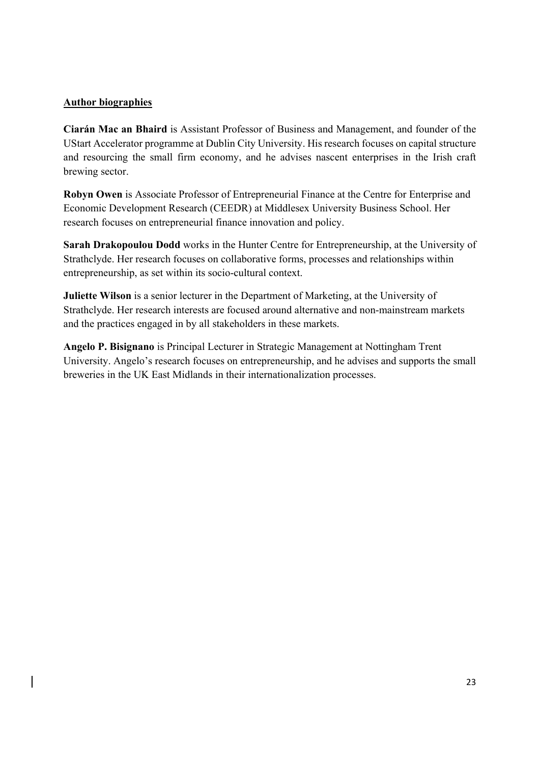## Author biographies

**Ciarán Mac an Bhaird** is Assistant Professor of Business and Management, and founder of the UStart Accelerator programme at Dublin City University. His research focuses on capital structure and resourcing the small firm economy, and he advises nascent enterprises in the Irish craft brewing sector.

**Robyn Owen** is Associate Professor of Entrepreneurial Finance at the Centre for Enterprise and Economic Development Research (CEEDR) at Middlesex University Business School. Her research focuses on entrepreneurial finance innovation and policy.

**Sarah Drakopoulou Dodd** works in the Hunter Centre for Entrepreneurship, at the University of Strathclyde. Her research focuses on collaborative forms, processes and relationships within entrepreneurship, as set within its socio-cultural context.

**Juliette Wilson** is a senior lecturer in the Department of Marketing, at the University of Strathclyde. Her research interests are focused around alternative and non-mainstream markets and the practices engaged in by all stakeholders in these markets.

**Angelo P. Bisignano** is Principal Lecturer in Strategic Management at Nottingham Trent University. Angelo's research focuses on entrepreneurship, and he advises and supports the small breweries in the UK East Midlands in their internationalization processes.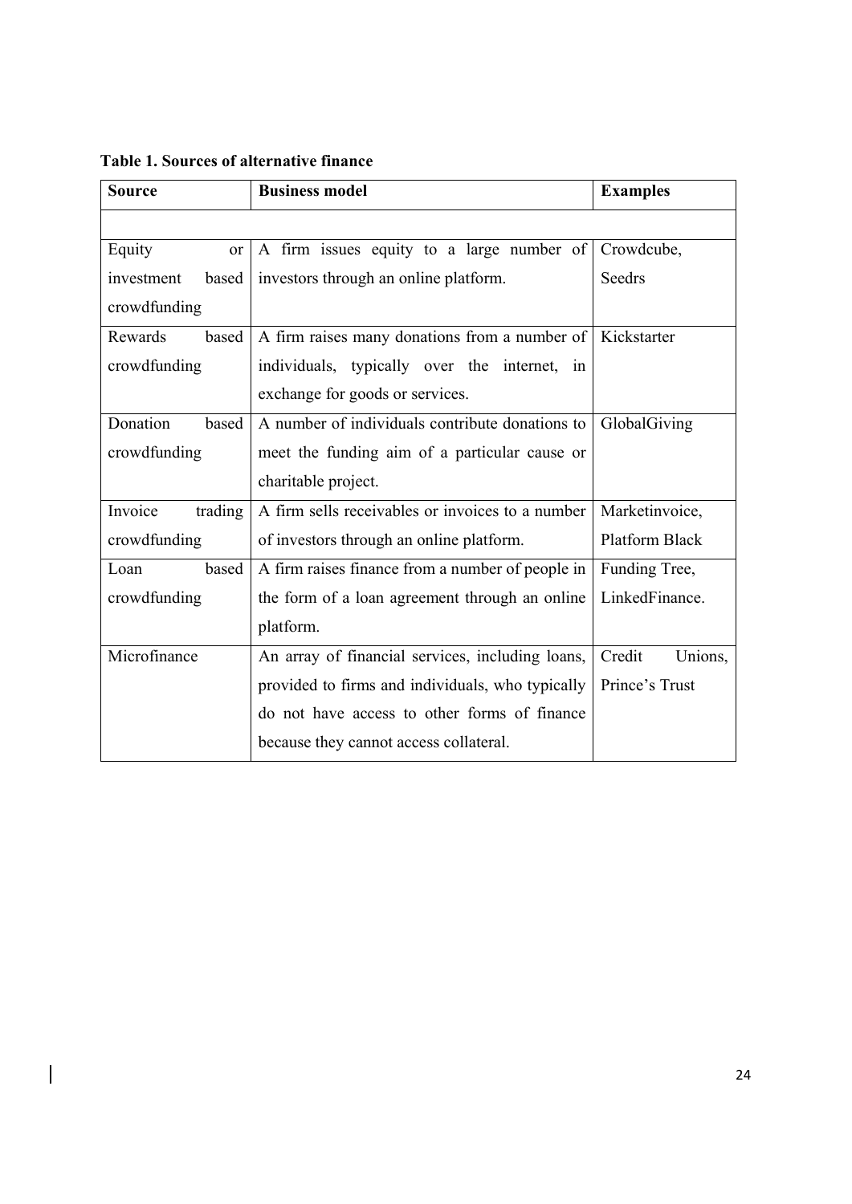**Table 1. Sources of alternative finance**

| Source | Business model | Examples |
|---|---|---|
| | | |
| Equity or investment based crowdfunding | A firm issues equity to a large number of investors through an online platform. | Crowdcube, Seedrs |
| Rewards based crowdfunding | A firm raises many donations from a number of individuals, typically over the internet, in exchange for goods or services. | Kickstarter |
| Donation based crowdfunding | A number of individuals contribute donations to meet the funding aim of a particular cause or charitable project. | GlobalGiving |
| Invoice trading crowdfunding | A firm sells receivables or invoices to a number of investors through an online platform. | Marketinvoice, Platform Black |
| Loan based crowdfunding | A firm raises finance from a number of people in the form of a loan agreement through an online platform. | Funding Tree, LinkedFinance. |
| Microfinance | An array of financial services, including loans, provided to firms and individuals, who typically do not have access to other forms of finance because they cannot access collateral. | Credit Unions, Prince's Trust |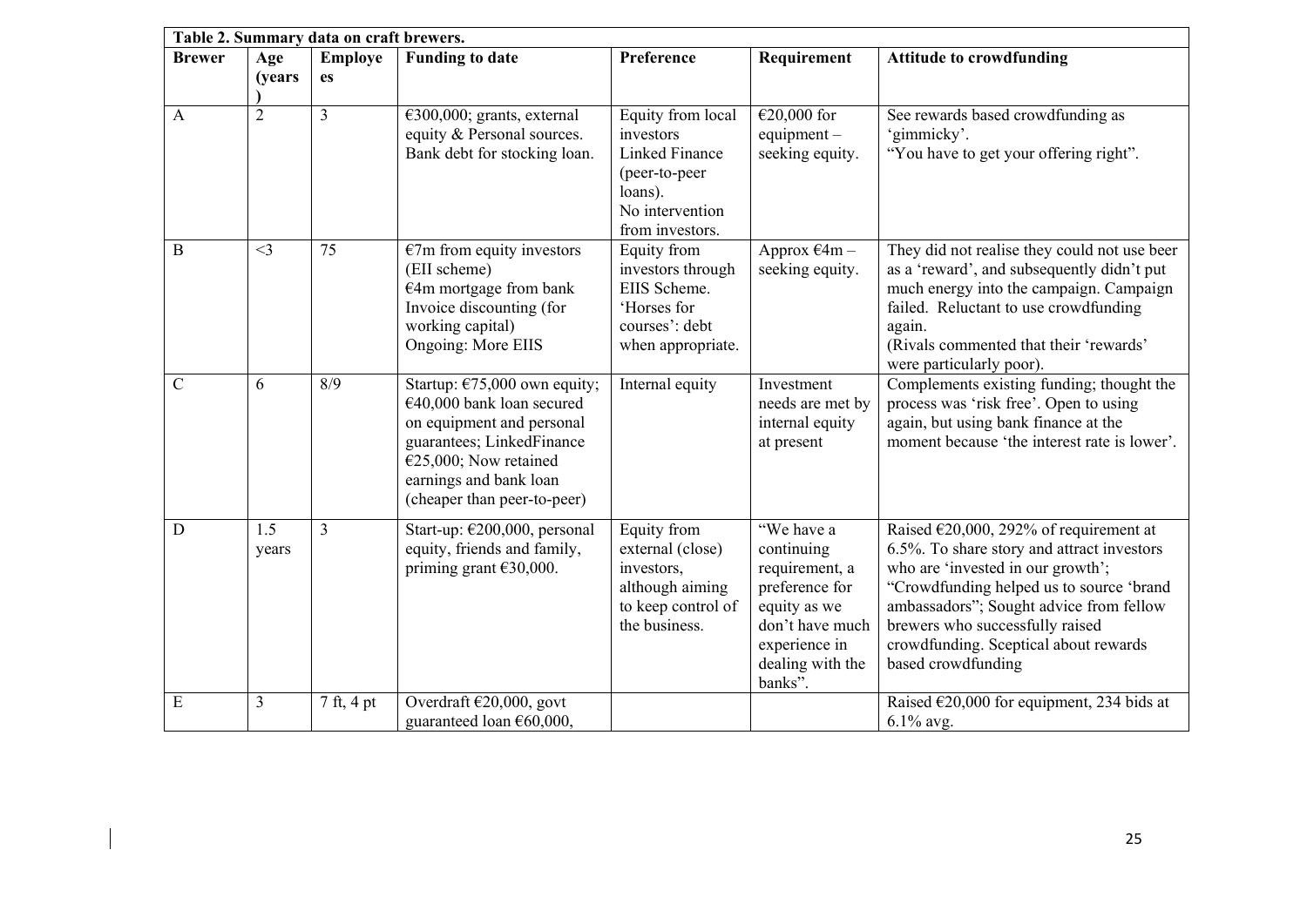**Table 2. Summary data on craft brewers.**

| Brewer | Age (years) | Employees | Funding to date | Preference | Requirement | Attitude to crowdfunding |
|---|---|---|---|---|---|---|
| A | 2 | 3 | €300,000; grants, external equity & Personal sources. Bank debt for stocking loan. | Equity from local investors Linked Finance (peer-to-peer loans). No intervention from investors. | €20,000 for equipment – seeking equity. | See rewards based crowdfunding as 'gimmicky'. "You have to get your offering right". |
| B | <3 | 75 | €7m from equity investors (EII scheme) €4m mortgage from bank Invoice discounting (for working capital) Ongoing: More EIIS | Equity from investors through EIIS Scheme. 'Horses for courses': debt when appropriate. | Approx €4m – seeking equity. | They did not realise they could not use beer as a 'reward', and subsequently didn't put much energy into the campaign. Campaign failed. Reluctant to use crowdfunding again. (Rivals commented that their 'rewards' were particularly poor). |
| C | 6 | 8/9 | Startup: €75,000 own equity; €40,000 bank loan secured on equipment and personal guarantees; LinkedFinance €25,000; Now retained earnings and bank loan (cheaper than peer-to-peer) | Internal equity | Investment needs are met by internal equity at present | Complements existing funding; thought the process was 'risk free'. Open to using again, but using bank finance at the moment because 'the interest rate is lower'. |
| D | 1.5 years | 3 | Start-up: €200,000, personal equity, friends and family, priming grant €30,000. | Equity from external (close) investors, although aiming to keep control of the business. | "We have a continuing requirement, a preference for equity as we don't have much experience in dealing with the banks". | Raised €20,000, 292% of requirement at 6.5%. To share story and attract investors who are 'invested in our growth'; "Crowdfunding helped us to source 'brand ambassadors"; Sought advice from fellow brewers who successfully raised crowdfunding. Sceptical about rewards based crowdfunding |
| E | 3 | 7 ft, 4 pt | Overdraft €20,000, govt guaranteed loan €60,000, | | | Raised €20,000 for equipment, 234 bids at 6.1% avg. |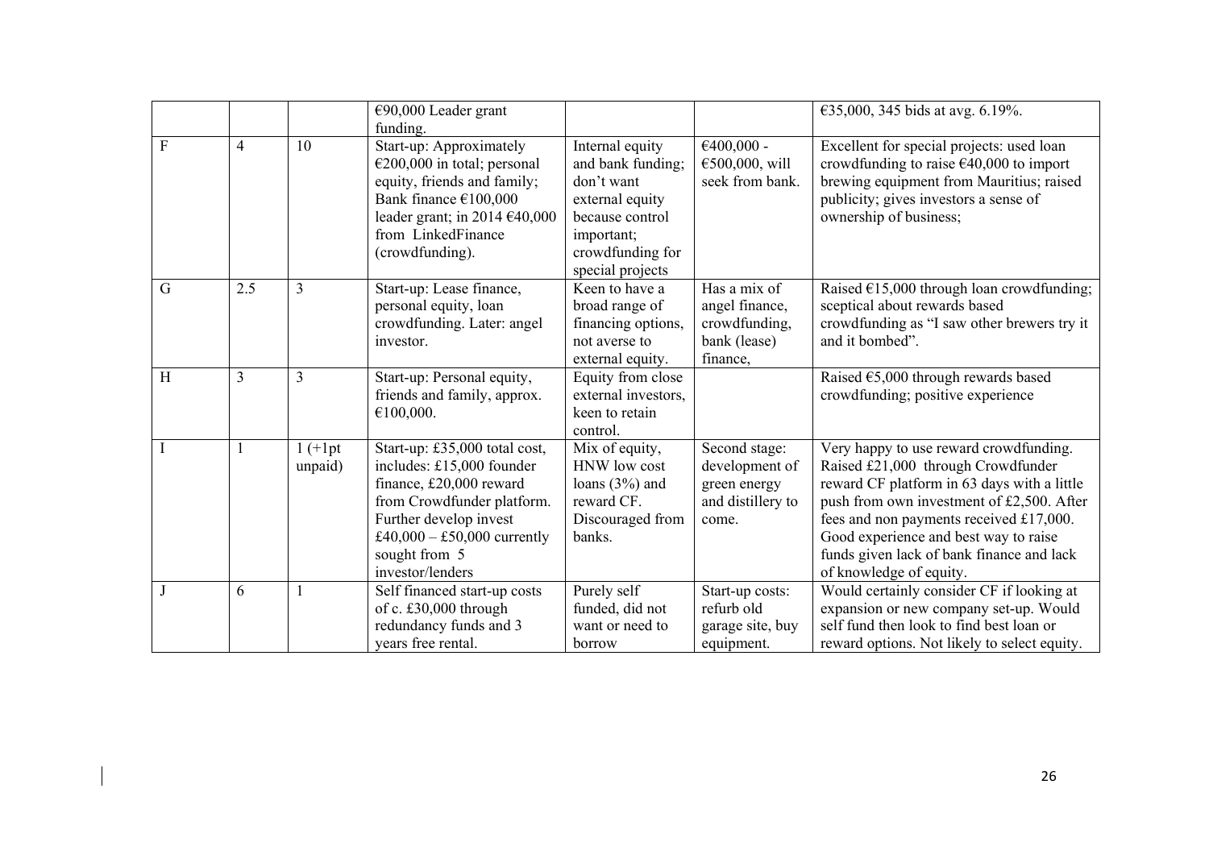| | | | | | | |
|---|---|---|---|---|---|---|
| | | | €90,000 Leader grant funding. | | | €35,000, 345 bids at avg. 6.19%. |
| F | 4 | 10 | Start-up: Approximately €200,000 in total; personal equity, friends and family; Bank finance €100,000 leader grant; in 2014 €40,000 from LinkedFinance (crowdfunding). | Internal equity and bank funding; don't want external equity because control important; crowdfunding for special projects | €400,000 - €500,000, will seek from bank. | Excellent for special projects: used loan crowdfunding to raise €40,000 to import brewing equipment from Mauritius; raised publicity; gives investors a sense of ownership of business; |
| G | 2.5 | 3 | Start-up: Lease finance, personal equity, loan crowdfunding. Later: angel investor. | Keen to have a broad range of financing options, not averse to external equity. | Has a mix of angel finance, crowdfunding, bank (lease) finance, | Raised €15,000 through loan crowdfunding; sceptical about rewards based crowdfunding as "I saw other brewers try it and it bombed". |
| H | 3 | 3 | Start-up: Personal equity, friends and family, approx. €100,000. | Equity from close external investors, keen to retain control. | | Raised €5,000 through rewards based crowdfunding; positive experience |
| I | 1 | 1 (+1pt unpaid) | Start-up: £35,000 total cost, includes: £15,000 founder finance, £20,000 reward from Crowdfunder platform. Further develop invest £40,000 – £50,000 currently sought from 5 investor/lenders | Mix of equity, HNW low cost loans (3%) and reward CF. Discouraged from banks. | Second stage: development of green energy and distillery to come. | Very happy to use reward crowdfunding. Raised £21,000 through Crowdfunder reward CF platform in 63 days with a little push from own investment of £2,500. After fees and non payments received £17,000. Good experience and best way to raise funds given lack of bank finance and lack of knowledge of equity. |
| J | 6 | 1 | Self financed start-up costs of c. £30,000 through redundancy funds and 3 years free rental. | Purely self funded, did not want or need to borrow | Start-up costs: refurb old garage site, buy equipment. | Would certainly consider CF if looking at expansion or new company set-up. Would self fund then look to find best loan or reward options. Not likely to select equity. |